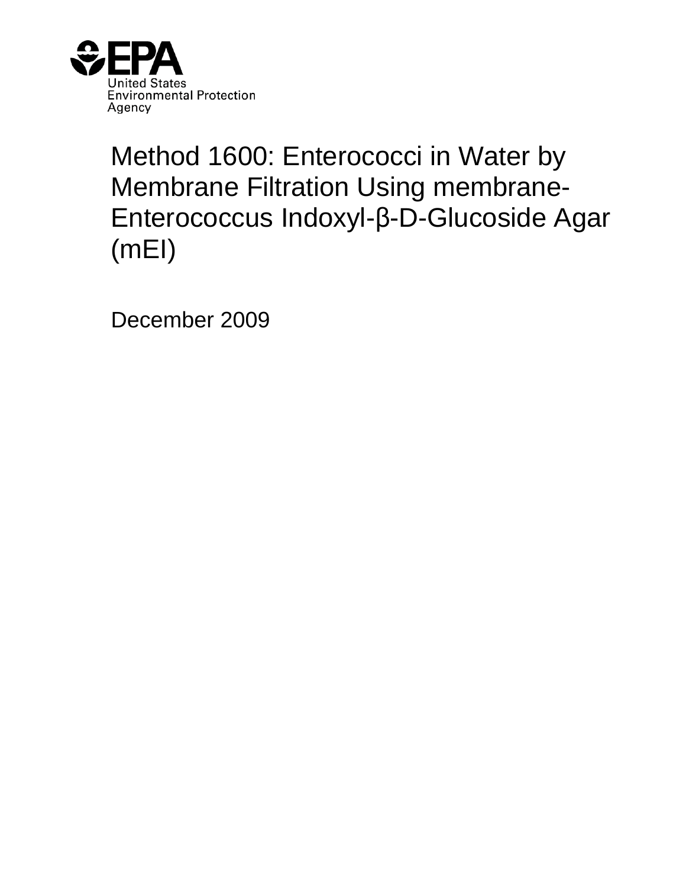United States Environmental Protection Agency

# Method 1600: Enterococci in Water by Membrane Filtration Using membrane-Enterococcus Indoxyl-β-D-Glucoside Agar (mEI)

December 2009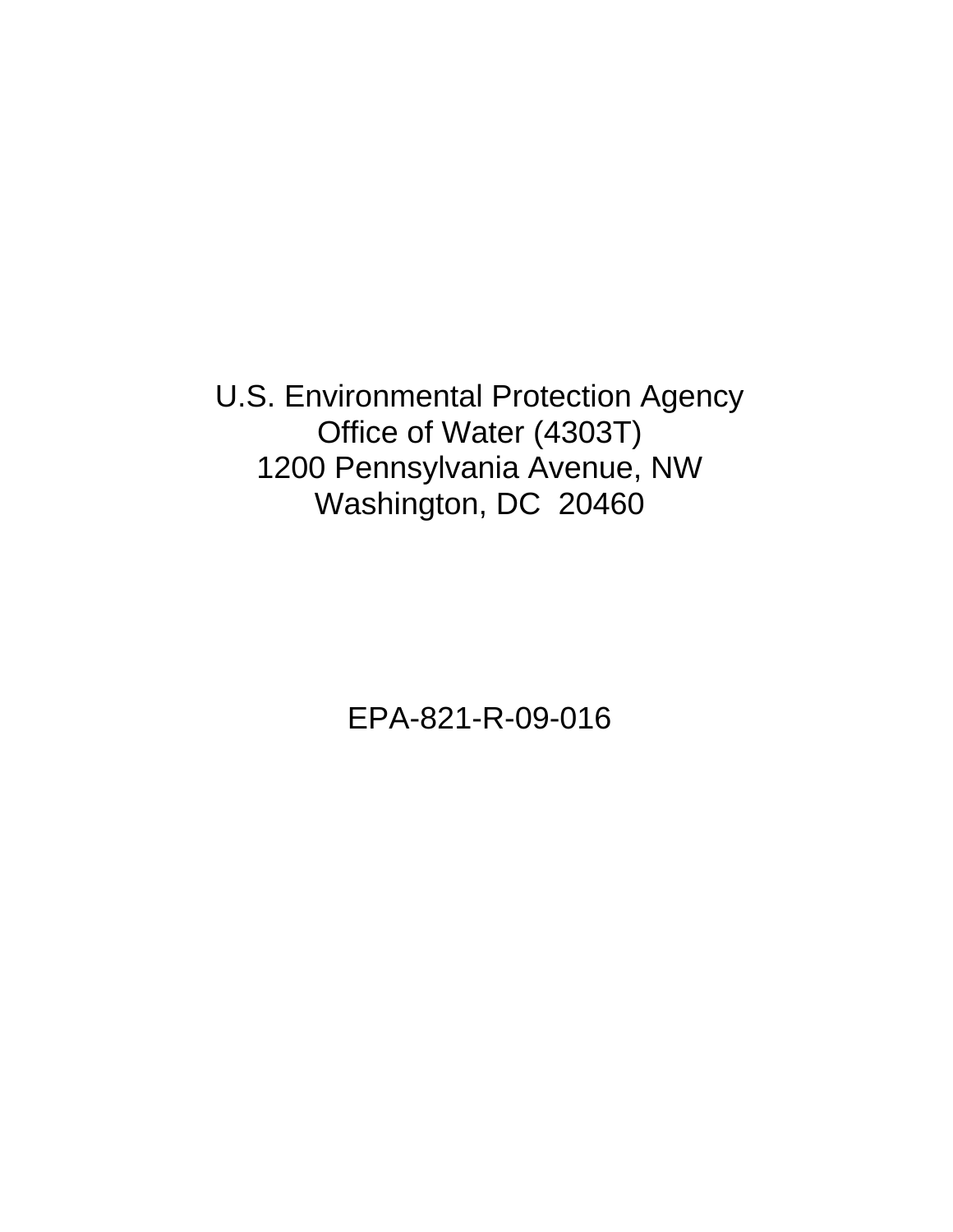U.S. Environmental Protection Agency
Office of Water (4303T)
1200 Pennsylvania Avenue, NW
Washington, DC  20460

EPA-821-R-09-016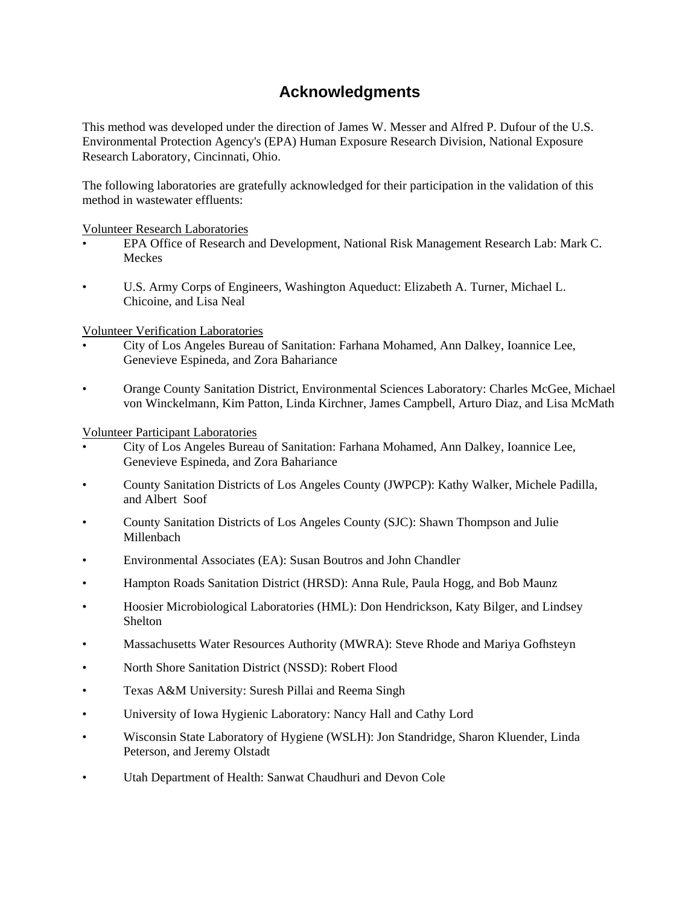# Acknowledgments

This method was developed under the direction of James W. Messer and Alfred P. Dufour of the U.S. Environmental Protection Agency's (EPA) Human Exposure Research Division, National Exposure Research Laboratory, Cincinnati, Ohio.

The following laboratories are gratefully acknowledged for their participation in the validation of this method in wastewater effluents:

Volunteer Research Laboratories

- EPA Office of Research and Development, National Risk Management Research Lab: Mark C. Meckes
- U.S. Army Corps of Engineers, Washington Aqueduct: Elizabeth A. Turner, Michael L. Chicoine, and Lisa Neal

Volunteer Verification Laboratories

- City of Los Angeles Bureau of Sanitation: Farhana Mohamed, Ann Dalkey, Ioannice Lee, Genevieve Espineda, and Zora Bahariance
- Orange County Sanitation District, Environmental Sciences Laboratory: Charles McGee, Michael von Winckelmann, Kim Patton, Linda Kirchner, James Campbell, Arturo Diaz, and Lisa McMath

Volunteer Participant Laboratories

- City of Los Angeles Bureau of Sanitation: Farhana Mohamed, Ann Dalkey, Ioannice Lee, Genevieve Espineda, and Zora Bahariance
- County Sanitation Districts of Los Angeles County (JWPCP): Kathy Walker, Michele Padilla, and Albert Soof
- County Sanitation Districts of Los Angeles County (SJC): Shawn Thompson and Julie Millenbach
- Environmental Associates (EA): Susan Boutros and John Chandler
- Hampton Roads Sanitation District (HRSD): Anna Rule, Paula Hogg, and Bob Maunz
- Hoosier Microbiological Laboratories (HML): Don Hendrickson, Katy Bilger, and Lindsey Shelton
- Massachusetts Water Resources Authority (MWRA): Steve Rhode and Mariya Gofhsteyn
- North Shore Sanitation District (NSSD): Robert Flood
- Texas A&M University: Suresh Pillai and Reema Singh
- University of Iowa Hygienic Laboratory: Nancy Hall and Cathy Lord
- Wisconsin State Laboratory of Hygiene (WSLH): Jon Standridge, Sharon Kluender, Linda Peterson, and Jeremy Olstadt
- Utah Department of Health: Sanwat Chaudhuri and Devon Cole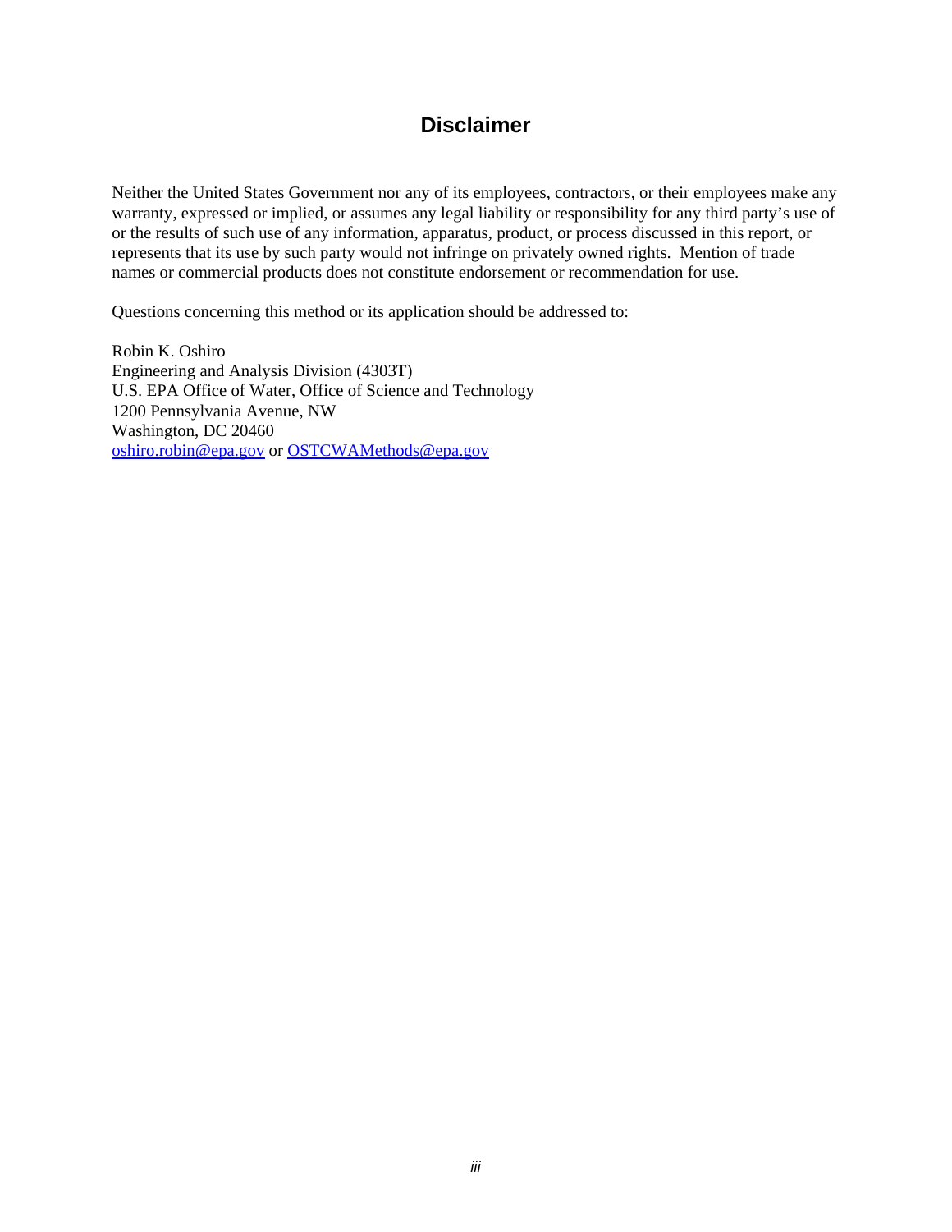# Disclaimer

Neither the United States Government nor any of its employees, contractors, or their employees make any warranty, expressed or implied, or assumes any legal liability or responsibility for any third party's use of or the results of such use of any information, apparatus, product, or process discussed in this report, or represents that its use by such party would not infringe on privately owned rights. Mention of trade names or commercial products does not constitute endorsement or recommendation for use.

Questions concerning this method or its application should be addressed to:

Robin K. Oshiro
Engineering and Analysis Division (4303T)
U.S. EPA Office of Water, Office of Science and Technology
1200 Pennsylvania Avenue, NW
Washington, DC 20460
oshiro.robin@epa.gov or OSTCWAMethods@epa.gov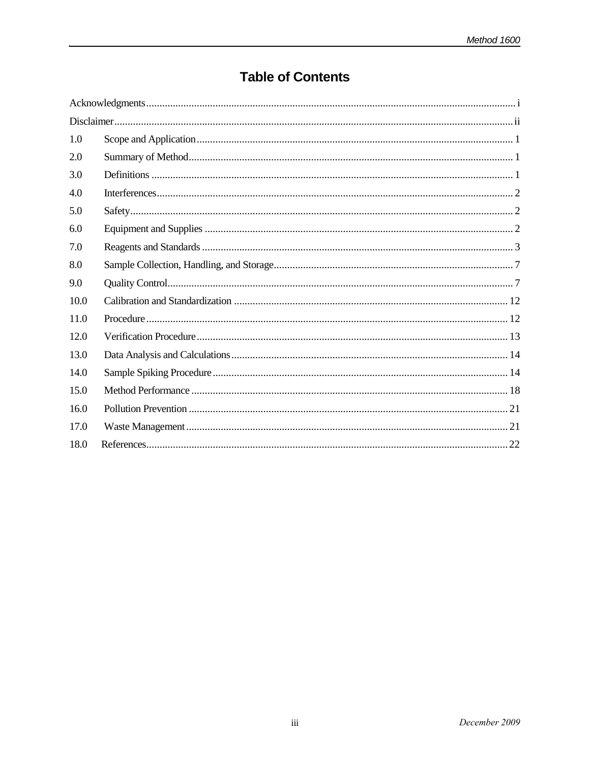# Table of Contents

| | | |
|---|---|---|
| Acknowledgments | | i |
| Disclaimer | | ii |
| 1.0 | Scope and Application | 1 |
| 2.0 | Summary of Method | 1 |
| 3.0 | Definitions | 1 |
| 4.0 | Interferences | 2 |
| 5.0 | Safety | 2 |
| 6.0 | Equipment and Supplies | 2 |
| 7.0 | Reagents and Standards | 3 |
| 8.0 | Sample Collection, Handling, and Storage | 7 |
| 9.0 | Quality Control | 7 |
| 10.0 | Calibration and Standardization | 12 |
| 11.0 | Procedure | 12 |
| 12.0 | Verification Procedure | 13 |
| 13.0 | Data Analysis and Calculations | 14 |
| 14.0 | Sample Spiking Procedure | 14 |
| 15.0 | Method Performance | 18 |
| 16.0 | Pollution Prevention | 21 |
| 17.0 | Waste Management | 21 |
| 18.0 | References | 22 |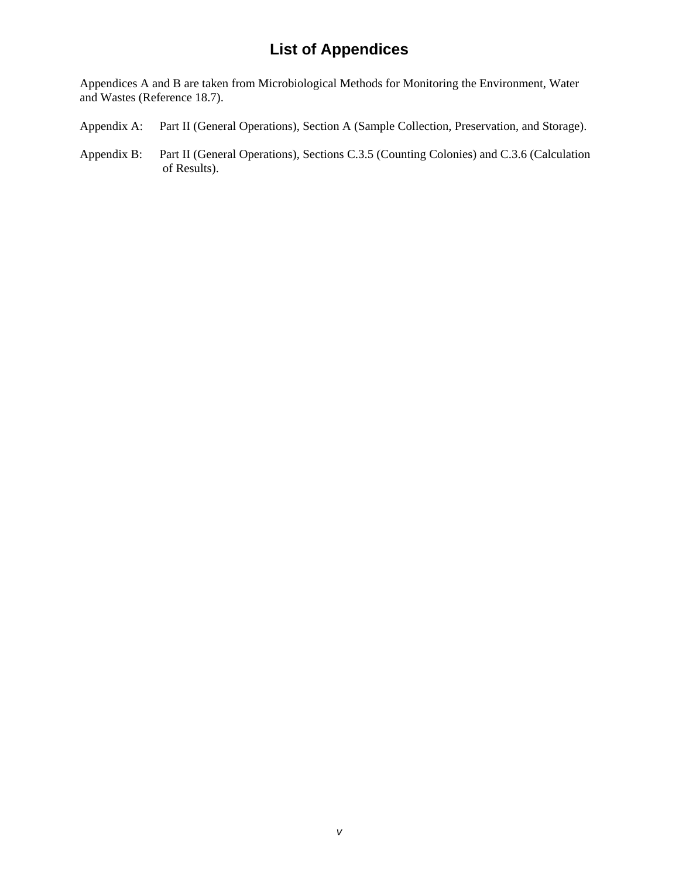# List of Appendices

Appendices A and B are taken from Microbiological Methods for Monitoring the Environment, Water and Wastes (Reference 18.7).

Appendix A: Part II (General Operations), Section A (Sample Collection, Preservation, and Storage).

Appendix B: Part II (General Operations), Sections C.3.5 (Counting Colonies) and C.3.6 (Calculation of Results).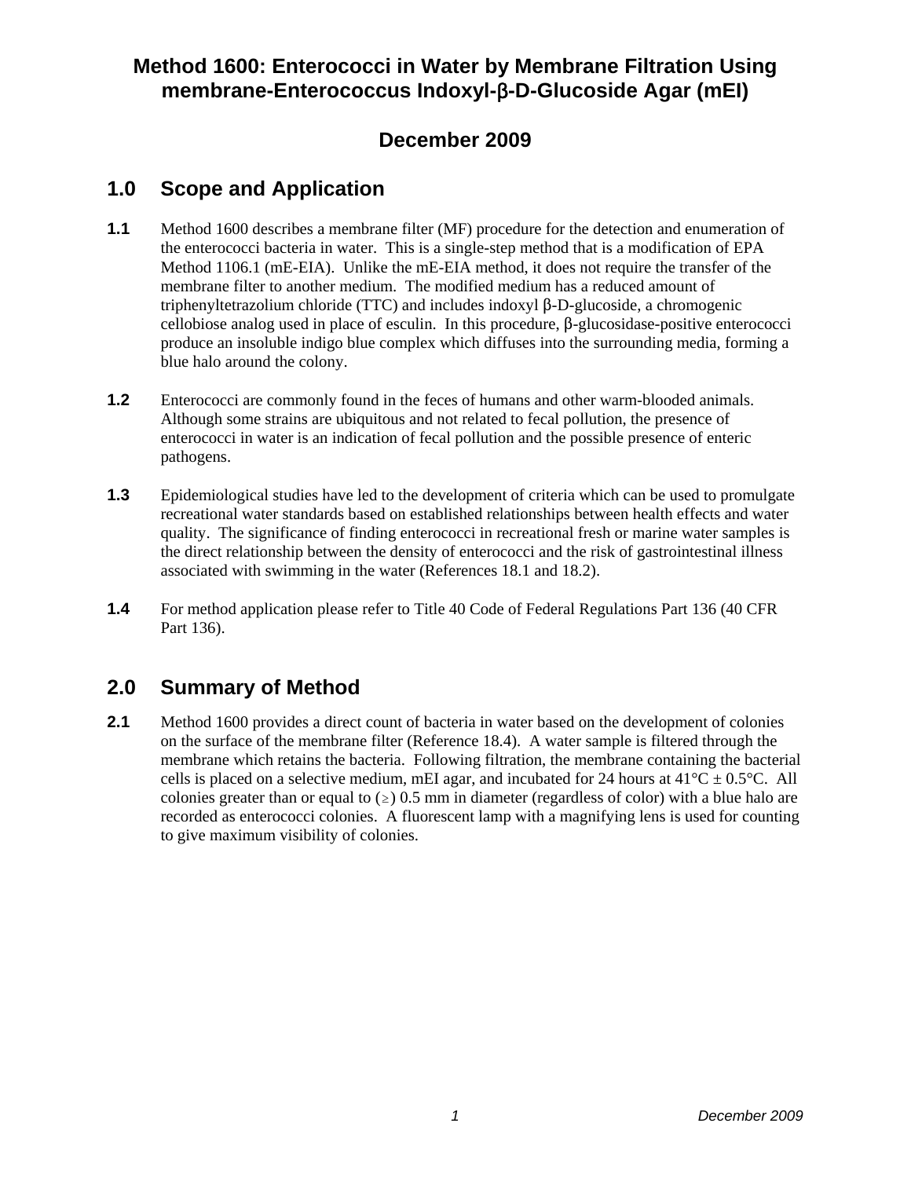# Method 1600: Enterococci in Water by Membrane Filtration Using membrane-Enterococcus Indoxyl-β-D-Glucoside Agar (mEI)

## December 2009

## 1.0 Scope and Application

**1.1** Method 1600 describes a membrane filter (MF) procedure for the detection and enumeration of the enterococci bacteria in water. This is a single-step method that is a modification of EPA Method 1106.1 (mE-EIA). Unlike the mE-EIA method, it does not require the transfer of the membrane filter to another medium. The modified medium has a reduced amount of triphenyltetrazolium chloride (TTC) and includes indoxyl β-D-glucoside, a chromogenic cellobiose analog used in place of esculin. In this procedure, β-glucosidase-positive enterococci produce an insoluble indigo blue complex which diffuses into the surrounding media, forming a blue halo around the colony.

**1.2** Enterococci are commonly found in the feces of humans and other warm-blooded animals. Although some strains are ubiquitous and not related to fecal pollution, the presence of enterococci in water is an indication of fecal pollution and the possible presence of enteric pathogens.

**1.3** Epidemiological studies have led to the development of criteria which can be used to promulgate recreational water standards based on established relationships between health effects and water quality. The significance of finding enterococci in recreational fresh or marine water samples is the direct relationship between the density of enterococci and the risk of gastrointestinal illness associated with swimming in the water (References 18.1 and 18.2).

**1.4** For method application please refer to Title 40 Code of Federal Regulations Part 136 (40 CFR Part 136).

## 2.0 Summary of Method

**2.1** Method 1600 provides a direct count of bacteria in water based on the development of colonies on the surface of the membrane filter (Reference 18.4). A water sample is filtered through the membrane which retains the bacteria. Following filtration, the membrane containing the bacterial cells is placed on a selective medium, mEI agar, and incubated for 24 hours at 41°C ± 0.5°C. All colonies greater than or equal to (≥) 0.5 mm in diameter (regardless of color) with a blue halo are recorded as enterococci colonies. A fluorescent lamp with a magnifying lens is used for counting to give maximum visibility of colonies.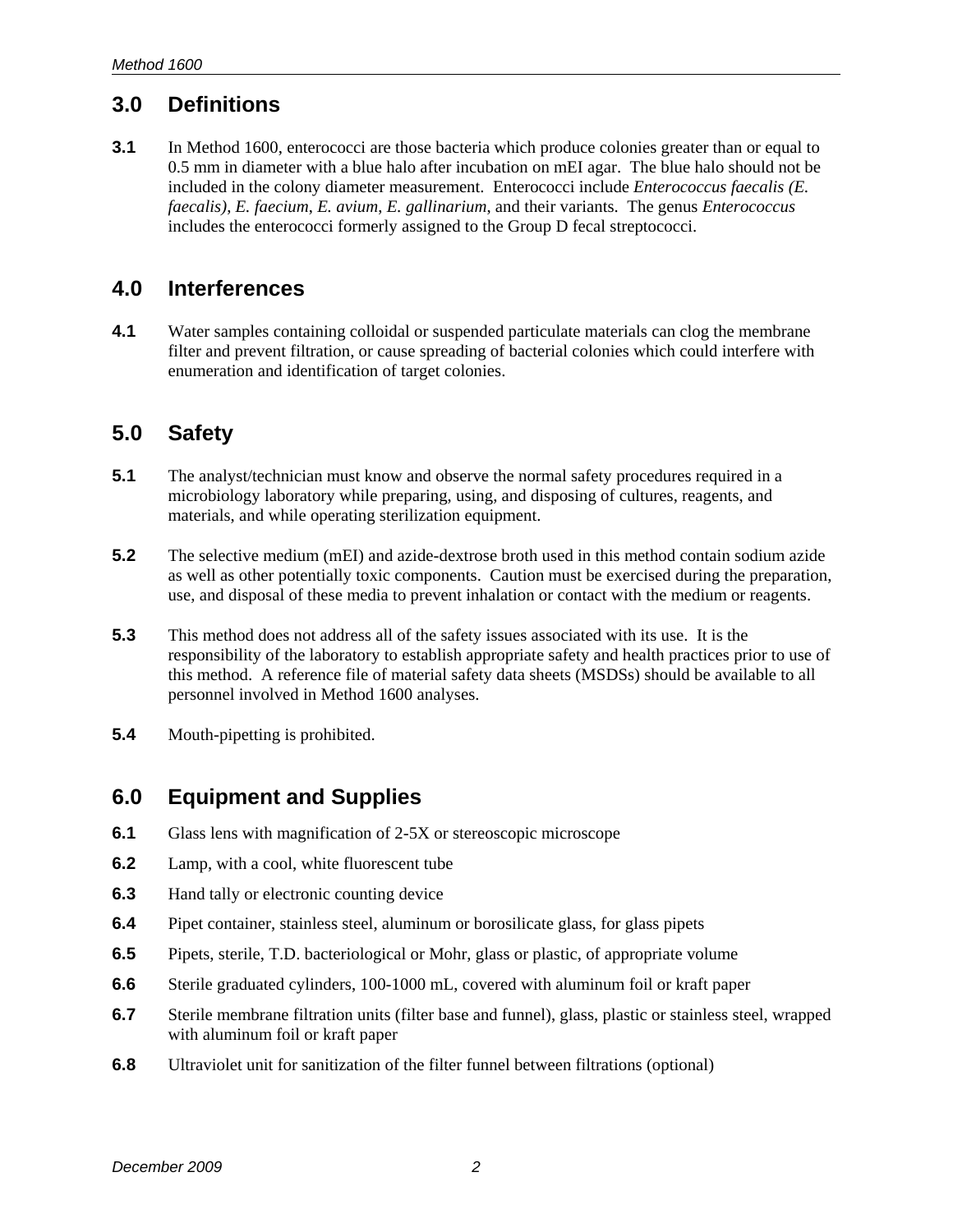## 3.0 Definitions

**3.1** In Method 1600, enterococci are those bacteria which produce colonies greater than or equal to 0.5 mm in diameter with a blue halo after incubation on mEI agar. The blue halo should not be included in the colony diameter measurement. Enterococci include *Enterococcus faecalis (E. faecalis)*, *E. faecium*, *E. avium*, *E. gallinarium*, and their variants. The genus *Enterococcus* includes the enterococci formerly assigned to the Group D fecal streptococci.

## 4.0 Interferences

**4.1** Water samples containing colloidal or suspended particulate materials can clog the membrane filter and prevent filtration, or cause spreading of bacterial colonies which could interfere with enumeration and identification of target colonies.

## 5.0 Safety

**5.1** The analyst/technician must know and observe the normal safety procedures required in a microbiology laboratory while preparing, using, and disposing of cultures, reagents, and materials, and while operating sterilization equipment.

**5.2** The selective medium (mEI) and azide-dextrose broth used in this method contain sodium azide as well as other potentially toxic components. Caution must be exercised during the preparation, use, and disposal of these media to prevent inhalation or contact with the medium or reagents.

**5.3** This method does not address all of the safety issues associated with its use. It is the responsibility of the laboratory to establish appropriate safety and health practices prior to use of this method. A reference file of material safety data sheets (MSDSs) should be available to all personnel involved in Method 1600 analyses.

**5.4** Mouth-pipetting is prohibited.

## 6.0 Equipment and Supplies

**6.1** Glass lens with magnification of 2-5X or stereoscopic microscope

**6.2** Lamp, with a cool, white fluorescent tube

**6.3** Hand tally or electronic counting device

**6.4** Pipet container, stainless steel, aluminum or borosilicate glass, for glass pipets

**6.5** Pipets, sterile, T.D. bacteriological or Mohr, glass or plastic, of appropriate volume

**6.6** Sterile graduated cylinders, 100-1000 mL, covered with aluminum foil or kraft paper

**6.7** Sterile membrane filtration units (filter base and funnel), glass, plastic or stainless steel, wrapped with aluminum foil or kraft paper

**6.8** Ultraviolet unit for sanitization of the filter funnel between filtrations (optional)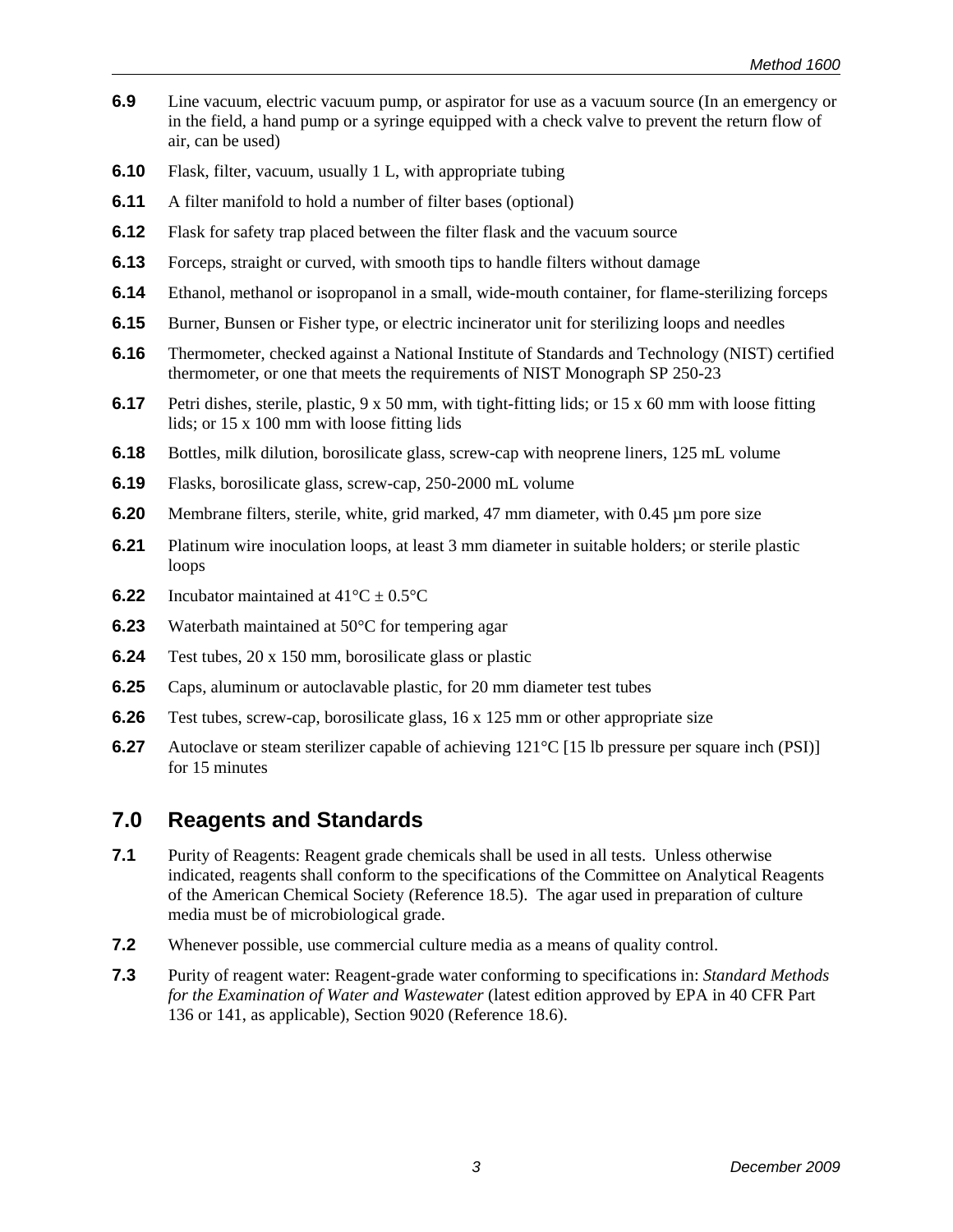**6.9** Line vacuum, electric vacuum pump, or aspirator for use as a vacuum source (In an emergency or in the field, a hand pump or a syringe equipped with a check valve to prevent the return flow of air, can be used)

**6.10** Flask, filter, vacuum, usually 1 L, with appropriate tubing

**6.11** A filter manifold to hold a number of filter bases (optional)

**6.12** Flask for safety trap placed between the filter flask and the vacuum source

**6.13** Forceps, straight or curved, with smooth tips to handle filters without damage

**6.14** Ethanol, methanol or isopropanol in a small, wide-mouth container, for flame-sterilizing forceps

**6.15** Burner, Bunsen or Fisher type, or electric incinerator unit for sterilizing loops and needles

**6.16** Thermometer, checked against a National Institute of Standards and Technology (NIST) certified thermometer, or one that meets the requirements of NIST Monograph SP 250-23

**6.17** Petri dishes, sterile, plastic, 9 x 50 mm, with tight-fitting lids; or 15 x 60 mm with loose fitting lids; or 15 x 100 mm with loose fitting lids

**6.18** Bottles, milk dilution, borosilicate glass, screw-cap with neoprene liners, 125 mL volume

**6.19** Flasks, borosilicate glass, screw-cap, 250-2000 mL volume

**6.20** Membrane filters, sterile, white, grid marked, 47 mm diameter, with 0.45 µm pore size

**6.21** Platinum wire inoculation loops, at least 3 mm diameter in suitable holders; or sterile plastic loops

**6.22** Incubator maintained at 41°C ± 0.5°C

**6.23** Waterbath maintained at 50°C for tempering agar

**6.24** Test tubes, 20 x 150 mm, borosilicate glass or plastic

**6.25** Caps, aluminum or autoclavable plastic, for 20 mm diameter test tubes

**6.26** Test tubes, screw-cap, borosilicate glass, 16 x 125 mm or other appropriate size

**6.27** Autoclave or steam sterilizer capable of achieving 121°C [15 lb pressure per square inch (PSI)] for 15 minutes

## 7.0 Reagents and Standards

**7.1** Purity of Reagents: Reagent grade chemicals shall be used in all tests. Unless otherwise indicated, reagents shall conform to the specifications of the Committee on Analytical Reagents of the American Chemical Society (Reference 18.5). The agar used in preparation of culture media must be of microbiological grade.

**7.2** Whenever possible, use commercial culture media as a means of quality control.

**7.3** Purity of reagent water: Reagent-grade water conforming to specifications in: *Standard Methods for the Examination of Water and Wastewater* (latest edition approved by EPA in 40 CFR Part 136 or 141, as applicable), Section 9020 (Reference 18.6).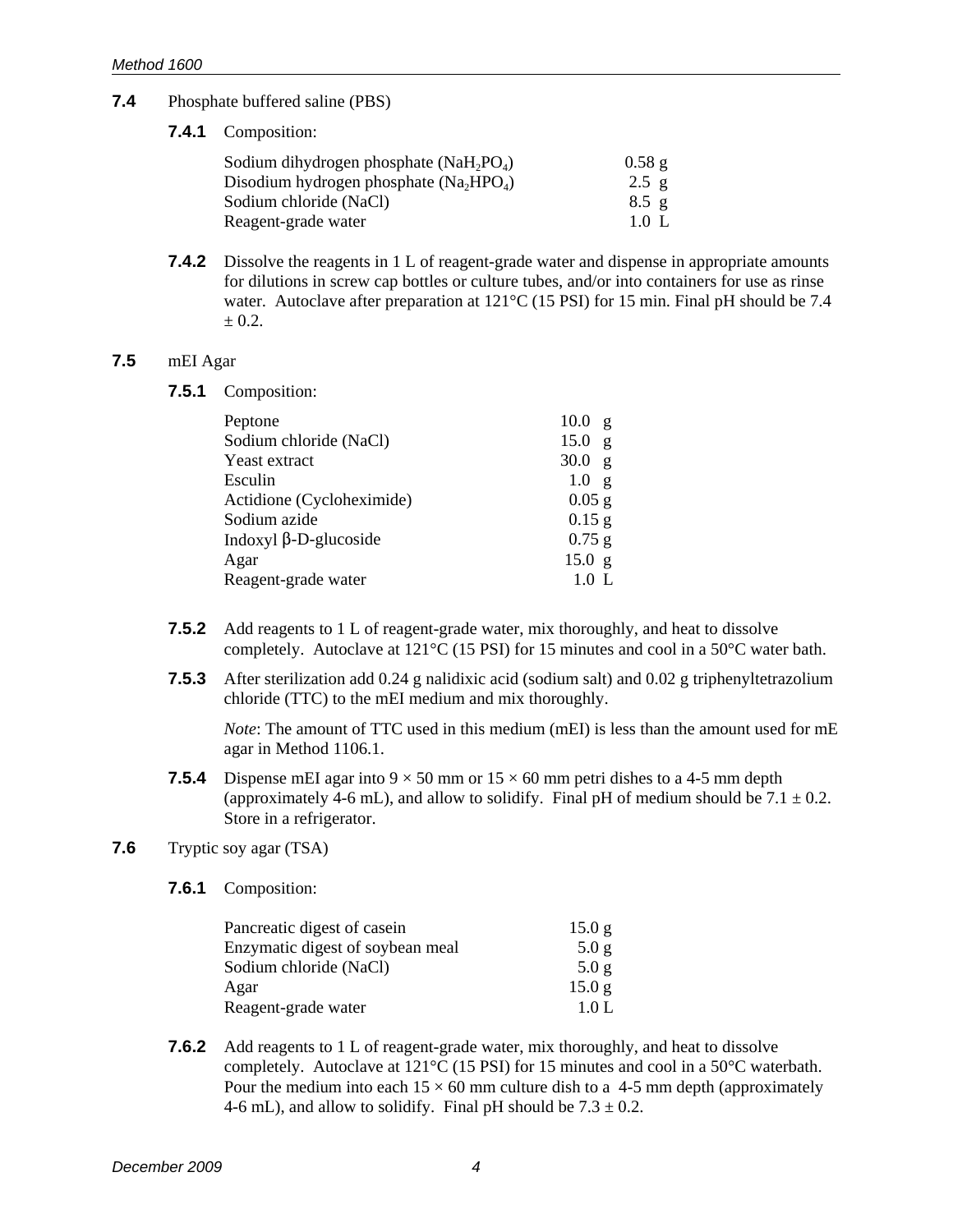**7.4** Phosphate buffered saline (PBS)

**7.4.1** Composition:

| | |
|---|---|
| Sodium dihydrogen phosphate ($NaH_2PO_4$) | 0.58 g |
| Disodium hydrogen phosphate ($Na_2HPO_4$) | 2.5 g |
| Sodium chloride (NaCl) | 8.5 g |
| Reagent-grade water | 1.0 L |

**7.4.2** Dissolve the reagents in 1 L of reagent-grade water and dispense in appropriate amounts for dilutions in screw cap bottles or culture tubes, and/or into containers for use as rinse water. Autoclave after preparation at 121°C (15 PSI) for 15 min. Final pH should be 7.4 ± 0.2.

**7.5** mEI Agar

**7.5.1** Composition:

| | |
|---|---|
| Peptone | 10.0 g |
| Sodium chloride (NaCl) | 15.0 g |
| Yeast extract | 30.0 g |
| Esculin | 1.0 g |
| Actidione (Cycloheximide) | 0.05 g |
| Sodium azide | 0.15 g |
| Indoxyl β-D-glucoside | 0.75 g |
| Agar | 15.0 g |
| Reagent-grade water | 1.0 L |

**7.5.2** Add reagents to 1 L of reagent-grade water, mix thoroughly, and heat to dissolve completely. Autoclave at 121°C (15 PSI) for 15 minutes and cool in a 50°C water bath.

**7.5.3** After sterilization add 0.24 g nalidixic acid (sodium salt) and 0.02 g triphenyltetrazolium chloride (TTC) to the mEI medium and mix thoroughly.

*Note*: The amount of TTC used in this medium (mEI) is less than the amount used for mE agar in Method 1106.1.

**7.5.4** Dispense mEI agar into 9 × 50 mm or 15 × 60 mm petri dishes to a 4-5 mm depth (approximately 4-6 mL), and allow to solidify. Final pH of medium should be 7.1 ± 0.2. Store in a refrigerator.

**7.6** Tryptic soy agar (TSA)

**7.6.1** Composition:

| | |
|---|---|
| Pancreatic digest of casein | 15.0 g |
| Enzymatic digest of soybean meal | 5.0 g |
| Sodium chloride (NaCl) | 5.0 g |
| Agar | 15.0 g |
| Reagent-grade water | 1.0 L |

**7.6.2** Add reagents to 1 L of reagent-grade water, mix thoroughly, and heat to dissolve completely. Autoclave at 121°C (15 PSI) for 15 minutes and cool in a 50°C waterbath. Pour the medium into each 15 × 60 mm culture dish to a 4-5 mm depth (approximately 4-6 mL), and allow to solidify. Final pH should be 7.3 ± 0.2.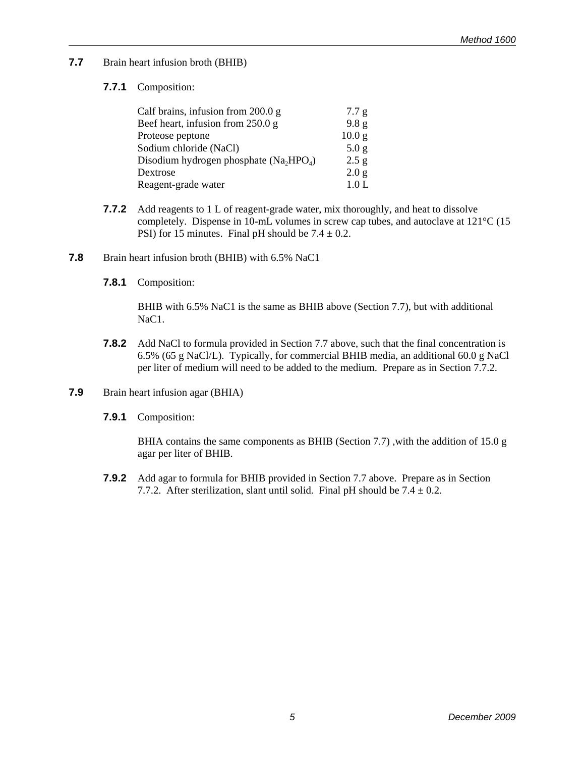**7.7** Brain heart infusion broth (BHIB)

**7.7.1** Composition:

| | |
|---|---|
| Calf brains, infusion from 200.0 g | 7.7 g |
| Beef heart, infusion from 250.0 g | 9.8 g |
| Proteose peptone | 10.0 g |
| Sodium chloride (NaCl) | 5.0 g |
| Disodium hydrogen phosphate ($Na_2HPO_4$) | 2.5 g |
| Dextrose | 2.0 g |
| Reagent-grade water | 1.0 L |

**7.7.2** Add reagents to 1 L of reagent-grade water, mix thoroughly, and heat to dissolve completely. Dispense in 10-mL volumes in screw cap tubes, and autoclave at 121°C (15 PSI) for 15 minutes. Final pH should be 7.4 ± 0.2.

**7.8** Brain heart infusion broth (BHIB) with 6.5% NaC1

**7.8.1** Composition:

BHIB with 6.5% NaC1 is the same as BHIB above (Section 7.7), but with additional NaC1.

**7.8.2** Add NaCl to formula provided in Section 7.7 above, such that the final concentration is 6.5% (65 g NaCl/L). Typically, for commercial BHIB media, an additional 60.0 g NaCl per liter of medium will need to be added to the medium. Prepare as in Section 7.7.2.

**7.9** Brain heart infusion agar (BHIA)

**7.9.1** Composition:

BHIA contains the same components as BHIB (Section 7.7) ,with the addition of 15.0 g agar per liter of BHIB.

**7.9.2** Add agar to formula for BHIB provided in Section 7.7 above. Prepare as in Section 7.7.2. After sterilization, slant until solid. Final pH should be 7.4 ± 0.2.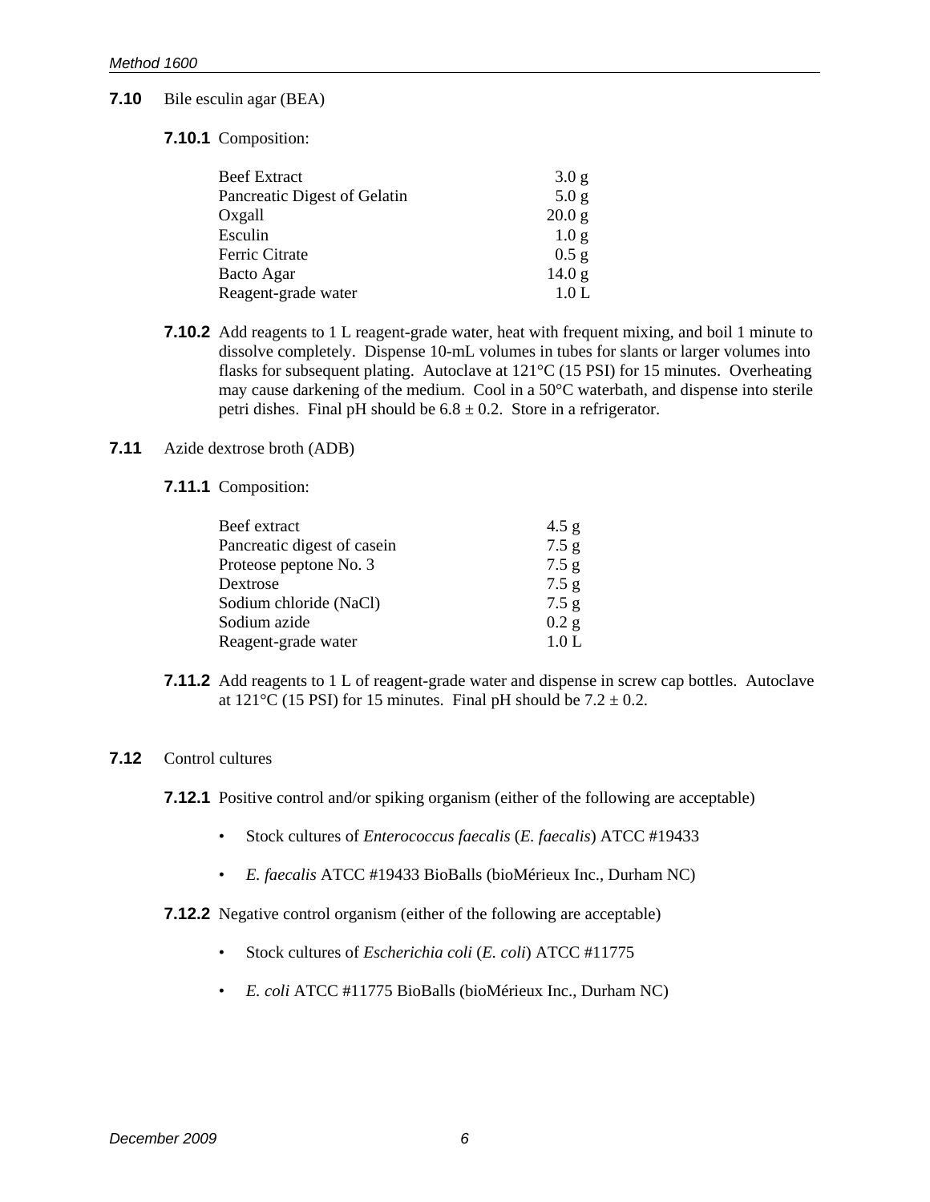**7.10** Bile esculin agar (BEA)

**7.10.1** Composition:

| | |
|---|---|
| Beef Extract | 3.0 g |
| Pancreatic Digest of Gelatin | 5.0 g |
| Oxgall | 20.0 g |
| Esculin | 1.0 g |
| Ferric Citrate | 0.5 g |
| Bacto Agar | 14.0 g |
| Reagent-grade water | 1.0 L |

**7.10.2** Add reagents to 1 L reagent-grade water, heat with frequent mixing, and boil 1 minute to dissolve completely. Dispense 10-mL volumes in tubes for slants or larger volumes into flasks for subsequent plating. Autoclave at 121°C (15 PSI) for 15 minutes. Overheating may cause darkening of the medium. Cool in a 50°C waterbath, and dispense into sterile petri dishes. Final pH should be 6.8 ± 0.2. Store in a refrigerator.

**7.11** Azide dextrose broth (ADB)

**7.11.1** Composition:

| | |
|---|---|
| Beef extract | 4.5 g |
| Pancreatic digest of casein | 7.5 g |
| Proteose peptone No. 3 | 7.5 g |
| Dextrose | 7.5 g |
| Sodium chloride (NaCl) | 7.5 g |
| Sodium azide | 0.2 g |
| Reagent-grade water | 1.0 L |

**7.11.2** Add reagents to 1 L of reagent-grade water and dispense in screw cap bottles. Autoclave at 121°C (15 PSI) for 15 minutes. Final pH should be 7.2 ± 0.2.

**7.12** Control cultures

**7.12.1** Positive control and/or spiking organism (either of the following are acceptable)

- Stock cultures of *Enterococcus faecalis* (*E. faecalis*) ATCC #19433
- *E. faecalis* ATCC #19433 BioBalls (bioMérieux Inc., Durham NC)

**7.12.2** Negative control organism (either of the following are acceptable)

- Stock cultures of *Escherichia coli* (*E. coli*) ATCC #11775
- *E. coli* ATCC #11775 BioBalls (bioMérieux Inc., Durham NC)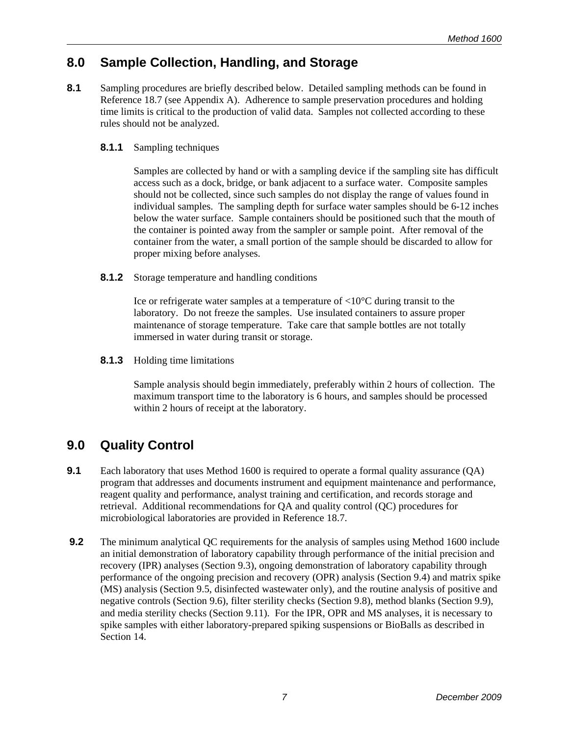## 8.0 Sample Collection, Handling, and Storage

**8.1** Sampling procedures are briefly described below. Detailed sampling methods can be found in Reference 18.7 (see Appendix A). Adherence to sample preservation procedures and holding time limits is critical to the production of valid data. Samples not collected according to these rules should not be analyzed.

**8.1.1** Sampling techniques

Samples are collected by hand or with a sampling device if the sampling site has difficult access such as a dock, bridge, or bank adjacent to a surface water. Composite samples should not be collected, since such samples do not display the range of values found in individual samples. The sampling depth for surface water samples should be 6-12 inches below the water surface. Sample containers should be positioned such that the mouth of the container is pointed away from the sampler or sample point. After removal of the container from the water, a small portion of the sample should be discarded to allow for proper mixing before analyses.

**8.1.2** Storage temperature and handling conditions

Ice or refrigerate water samples at a temperature of <10°C during transit to the laboratory. Do not freeze the samples. Use insulated containers to assure proper maintenance of storage temperature. Take care that sample bottles are not totally immersed in water during transit or storage.

**8.1.3** Holding time limitations

Sample analysis should begin immediately, preferably within 2 hours of collection. The maximum transport time to the laboratory is 6 hours, and samples should be processed within 2 hours of receipt at the laboratory.

## 9.0 Quality Control

**9.1** Each laboratory that uses Method 1600 is required to operate a formal quality assurance (QA) program that addresses and documents instrument and equipment maintenance and performance, reagent quality and performance, analyst training and certification, and records storage and retrieval. Additional recommendations for QA and quality control (QC) procedures for microbiological laboratories are provided in Reference 18.7.

**9.2** The minimum analytical QC requirements for the analysis of samples using Method 1600 include an initial demonstration of laboratory capability through performance of the initial precision and recovery (IPR) analyses (Section 9.3), ongoing demonstration of laboratory capability through performance of the ongoing precision and recovery (OPR) analysis (Section 9.4) and matrix spike (MS) analysis (Section 9.5, disinfected wastewater only), and the routine analysis of positive and negative controls (Section 9.6), filter sterility checks (Section 9.8), method blanks (Section 9.9), and media sterility checks (Section 9.11). For the IPR, OPR and MS analyses, it is necessary to spike samples with either laboratory-prepared spiking suspensions or BioBalls as described in Section 14.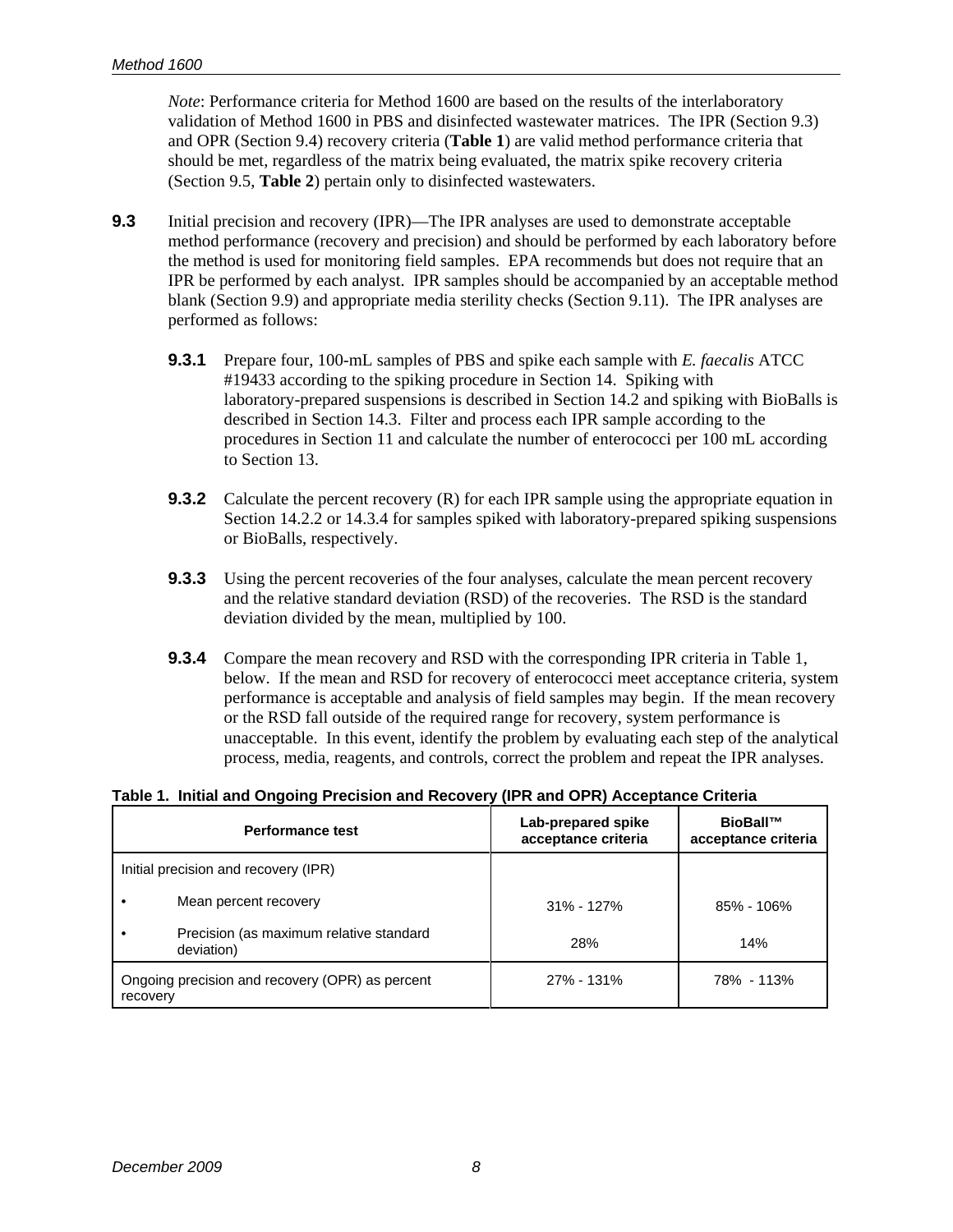*Note*: Performance criteria for Method 1600 are based on the results of the interlaboratory validation of Method 1600 in PBS and disinfected wastewater matrices. The IPR (Section 9.3) and OPR (Section 9.4) recovery criteria (**Table 1**) are valid method performance criteria that should be met, regardless of the matrix being evaluated, the matrix spike recovery criteria (Section 9.5, **Table 2**) pertain only to disinfected wastewaters.

**9.3** Initial precision and recovery (IPR)—The IPR analyses are used to demonstrate acceptable method performance (recovery and precision) and should be performed by each laboratory before the method is used for monitoring field samples. EPA recommends but does not require that an IPR be performed by each analyst. IPR samples should be accompanied by an acceptable method blank (Section 9.9) and appropriate media sterility checks (Section 9.11). The IPR analyses are performed as follows:

**9.3.1** Prepare four, 100-mL samples of PBS and spike each sample with *E. faecalis* ATCC #19433 according to the spiking procedure in Section 14. Spiking with laboratory-prepared suspensions is described in Section 14.2 and spiking with BioBalls is described in Section 14.3. Filter and process each IPR sample according to the procedures in Section 11 and calculate the number of enterococci per 100 mL according to Section 13.

**9.3.2** Calculate the percent recovery (R) for each IPR sample using the appropriate equation in Section 14.2.2 or 14.3.4 for samples spiked with laboratory-prepared spiking suspensions or BioBalls, respectively.

**9.3.3** Using the percent recoveries of the four analyses, calculate the mean percent recovery and the relative standard deviation (RSD) of the recoveries. The RSD is the standard deviation divided by the mean, multiplied by 100.

**9.3.4** Compare the mean recovery and RSD with the corresponding IPR criteria in Table 1, below. If the mean and RSD for recovery of enterococci meet acceptance criteria, system performance is acceptable and analysis of field samples may begin. If the mean recovery or the RSD fall outside of the required range for recovery, system performance is unacceptable. In this event, identify the problem by evaluating each step of the analytical process, media, reagents, and controls, correct the problem and repeat the IPR analyses.

**Table 1. Initial and Ongoing Precision and Recovery (IPR and OPR) Acceptance Criteria**

| Performance test | Lab-prepared spike acceptance criteria | BioBall™ acceptance criteria |
|---|---|---|
| Initial precision and recovery (IPR) | | |
| • Mean percent recovery | 31% - 127% | 85% - 106% |
| • Precision (as maximum relative standard deviation) | 28% | 14% |
| Ongoing precision and recovery (OPR) as percent recovery | 27% - 131% | 78% - 113% |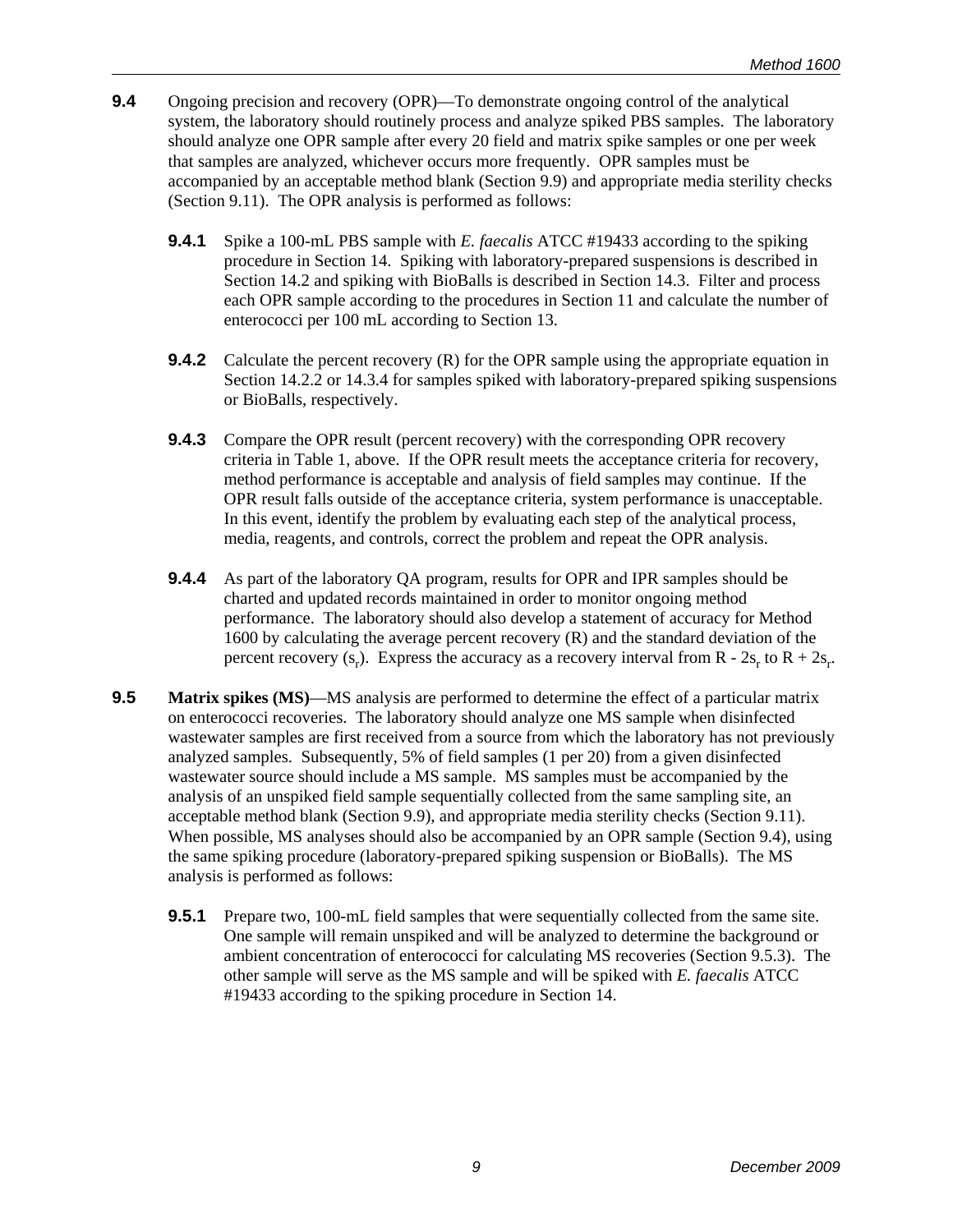**9.4** Ongoing precision and recovery (OPR)—To demonstrate ongoing control of the analytical system, the laboratory should routinely process and analyze spiked PBS samples. The laboratory should analyze one OPR sample after every 20 field and matrix spike samples or one per week that samples are analyzed, whichever occurs more frequently. OPR samples must be accompanied by an acceptable method blank (Section 9.9) and appropriate media sterility checks (Section 9.11). The OPR analysis is performed as follows:

**9.4.1** Spike a 100-mL PBS sample with *E. faecalis* ATCC #19433 according to the spiking procedure in Section 14. Spiking with laboratory-prepared suspensions is described in Section 14.2 and spiking with BioBalls is described in Section 14.3. Filter and process each OPR sample according to the procedures in Section 11 and calculate the number of enterococci per 100 mL according to Section 13.

**9.4.2** Calculate the percent recovery (R) for the OPR sample using the appropriate equation in Section 14.2.2 or 14.3.4 for samples spiked with laboratory-prepared spiking suspensions or BioBalls, respectively.

**9.4.3** Compare the OPR result (percent recovery) with the corresponding OPR recovery criteria in Table 1, above. If the OPR result meets the acceptance criteria for recovery, method performance is acceptable and analysis of field samples may continue. If the OPR result falls outside of the acceptance criteria, system performance is unacceptable. In this event, identify the problem by evaluating each step of the analytical process, media, reagents, and controls, correct the problem and repeat the OPR analysis.

**9.4.4** As part of the laboratory QA program, results for OPR and IPR samples should be charted and updated records maintained in order to monitor ongoing method performance. The laboratory should also develop a statement of accuracy for Method 1600 by calculating the average percent recovery (R) and the standard deviation of the percent recovery ($s_r$). Express the accuracy as a recovery interval from $R - 2s_r$ to $R + 2s_r$.

**9.5** **Matrix spikes (MS)**—MS analysis are performed to determine the effect of a particular matrix on enterococci recoveries. The laboratory should analyze one MS sample when disinfected wastewater samples are first received from a source from which the laboratory has not previously analyzed samples. Subsequently, 5% of field samples (1 per 20) from a given disinfected wastewater source should include a MS sample. MS samples must be accompanied by the analysis of an unspiked field sample sequentially collected from the same sampling site, an acceptable method blank (Section 9.9), and appropriate media sterility checks (Section 9.11). When possible, MS analyses should also be accompanied by an OPR sample (Section 9.4), using the same spiking procedure (laboratory-prepared spiking suspension or BioBalls). The MS analysis is performed as follows:

**9.5.1** Prepare two, 100-mL field samples that were sequentially collected from the same site. One sample will remain unspiked and will be analyzed to determine the background or ambient concentration of enterococci for calculating MS recoveries (Section 9.5.3). The other sample will serve as the MS sample and will be spiked with *E. faecalis* ATCC #19433 according to the spiking procedure in Section 14.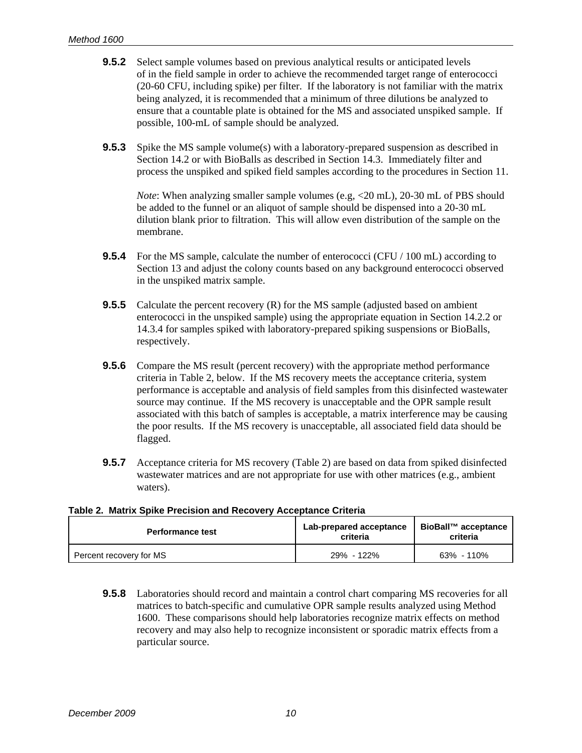**9.5.2** Select sample volumes based on previous analytical results or anticipated levels of in the field sample in order to achieve the recommended target range of enterococci (20-60 CFU, including spike) per filter. If the laboratory is not familiar with the matrix being analyzed, it is recommended that a minimum of three dilutions be analyzed to ensure that a countable plate is obtained for the MS and associated unspiked sample. If possible, 100-mL of sample should be analyzed.

**9.5.3** Spike the MS sample volume(s) with a laboratory-prepared suspension as described in Section 14.2 or with BioBalls as described in Section 14.3. Immediately filter and process the unspiked and spiked field samples according to the procedures in Section 11.

*Note*: When analyzing smaller sample volumes (e.g, <20 mL), 20-30 mL of PBS should be added to the funnel or an aliquot of sample should be dispensed into a 20-30 mL dilution blank prior to filtration. This will allow even distribution of the sample on the membrane.

**9.5.4** For the MS sample, calculate the number of enterococci (CFU / 100 mL) according to Section 13 and adjust the colony counts based on any background enterococci observed in the unspiked matrix sample.

**9.5.5** Calculate the percent recovery (R) for the MS sample (adjusted based on ambient enterococci in the unspiked sample) using the appropriate equation in Section 14.2.2 or 14.3.4 for samples spiked with laboratory-prepared spiking suspensions or BioBalls, respectively.

**9.5.6** Compare the MS result (percent recovery) with the appropriate method performance criteria in Table 2, below. If the MS recovery meets the acceptance criteria, system performance is acceptable and analysis of field samples from this disinfected wastewater source may continue. If the MS recovery is unacceptable and the OPR sample result associated with this batch of samples is acceptable, a matrix interference may be causing the poor results. If the MS recovery is unacceptable, all associated field data should be flagged.

**9.5.7** Acceptance criteria for MS recovery (Table 2) are based on data from spiked disinfected wastewater matrices and are not appropriate for use with other matrices (e.g., ambient waters).

**Table 2. Matrix Spike Precision and Recovery Acceptance Criteria**

| Performance test | Lab-prepared acceptance criteria | BioBall™ acceptance criteria |
|---|---|---|
| Percent recovery for MS | 29% - 122% | 63% - 110% |

**9.5.8** Laboratories should record and maintain a control chart comparing MS recoveries for all matrices to batch-specific and cumulative OPR sample results analyzed using Method 1600. These comparisons should help laboratories recognize matrix effects on method recovery and may also help to recognize inconsistent or sporadic matrix effects from a particular source.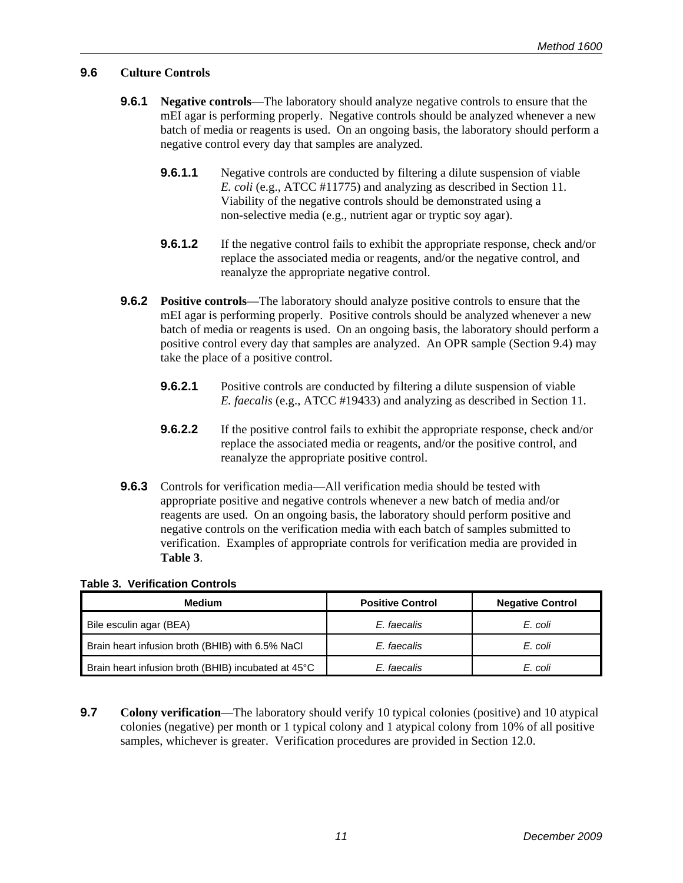### 9.6 Culture Controls

**9.6.1 Negative controls**—The laboratory should analyze negative controls to ensure that the mEI agar is performing properly. Negative controls should be analyzed whenever a new batch of media or reagents is used. On an ongoing basis, the laboratory should perform a negative control every day that samples are analyzed.

**9.6.1.1** Negative controls are conducted by filtering a dilute suspension of viable *E. coli* (e.g., ATCC #11775) and analyzing as described in Section 11. Viability of the negative controls should be demonstrated using a non-selective media (e.g., nutrient agar or tryptic soy agar).

**9.6.1.2** If the negative control fails to exhibit the appropriate response, check and/or replace the associated media or reagents, and/or the negative control, and reanalyze the appropriate negative control.

**9.6.2 Positive controls**—The laboratory should analyze positive controls to ensure that the mEI agar is performing properly. Positive controls should be analyzed whenever a new batch of media or reagents is used. On an ongoing basis, the laboratory should perform a positive control every day that samples are analyzed. An OPR sample (Section 9.4) may take the place of a positive control.

**9.6.2.1** Positive controls are conducted by filtering a dilute suspension of viable *E. faecalis* (e.g., ATCC #19433) and analyzing as described in Section 11.

**9.6.2.2** If the positive control fails to exhibit the appropriate response, check and/or replace the associated media or reagents, and/or the positive control, and reanalyze the appropriate positive control.

**9.6.3** Controls for verification media—All verification media should be tested with appropriate positive and negative controls whenever a new batch of media and/or reagents are used. On an ongoing basis, the laboratory should perform positive and negative controls on the verification media with each batch of samples submitted to verification. Examples of appropriate controls for verification media are provided in **Table 3**.

**Table 3. Verification Controls**

| Medium | Positive Control | Negative Control |
|---|---|---|
| Bile esculin agar (BEA) | *E. faecalis* | *E. coli* |
| Brain heart infusion broth (BHIB) with 6.5% NaCl | *E. faecalis* | *E. coli* |
| Brain heart infusion broth (BHIB) incubated at 45°C | *E. faecalis* | *E. coli* |

**9.7 Colony verification**—The laboratory should verify 10 typical colonies (positive) and 10 atypical colonies (negative) per month or 1 typical colony and 1 atypical colony from 10% of all positive samples, whichever is greater. Verification procedures are provided in Section 12.0.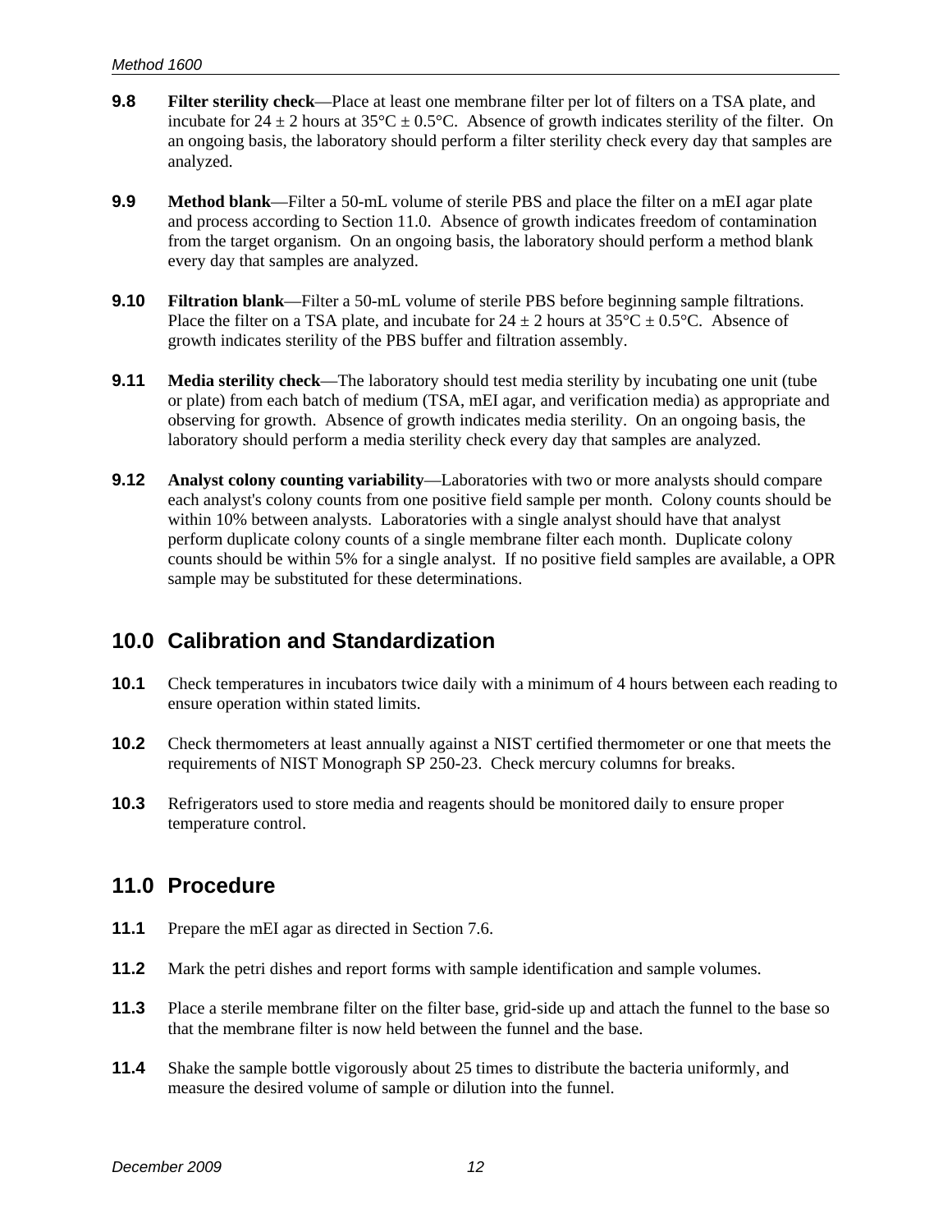**9.8** **Filter sterility check**—Place at least one membrane filter per lot of filters on a TSA plate, and incubate for 24 ± 2 hours at 35°C ± 0.5°C. Absence of growth indicates sterility of the filter. On an ongoing basis, the laboratory should perform a filter sterility check every day that samples are analyzed.

**9.9** **Method blank**—Filter a 50-mL volume of sterile PBS and place the filter on a mEI agar plate and process according to Section 11.0. Absence of growth indicates freedom of contamination from the target organism. On an ongoing basis, the laboratory should perform a method blank every day that samples are analyzed.

**9.10** **Filtration blank**—Filter a 50-mL volume of sterile PBS before beginning sample filtrations. Place the filter on a TSA plate, and incubate for 24 ± 2 hours at 35°C ± 0.5°C. Absence of growth indicates sterility of the PBS buffer and filtration assembly.

**9.11** **Media sterility check**—The laboratory should test media sterility by incubating one unit (tube or plate) from each batch of medium (TSA, mEI agar, and verification media) as appropriate and observing for growth. Absence of growth indicates media sterility. On an ongoing basis, the laboratory should perform a media sterility check every day that samples are analyzed.

**9.12** **Analyst colony counting variability**—Laboratories with two or more analysts should compare each analyst's colony counts from one positive field sample per month. Colony counts should be within 10% between analysts. Laboratories with a single analyst should have that analyst perform duplicate colony counts of a single membrane filter each month. Duplicate colony counts should be within 5% for a single analyst. If no positive field samples are available, a OPR sample may be substituted for these determinations.

## 10.0 Calibration and Standardization

**10.1** Check temperatures in incubators twice daily with a minimum of 4 hours between each reading to ensure operation within stated limits.

**10.2** Check thermometers at least annually against a NIST certified thermometer or one that meets the requirements of NIST Monograph SP 250-23. Check mercury columns for breaks.

**10.3** Refrigerators used to store media and reagents should be monitored daily to ensure proper temperature control.

## 11.0 Procedure

**11.1** Prepare the mEI agar as directed in Section 7.6.

**11.2** Mark the petri dishes and report forms with sample identification and sample volumes.

**11.3** Place a sterile membrane filter on the filter base, grid-side up and attach the funnel to the base so that the membrane filter is now held between the funnel and the base.

**11.4** Shake the sample bottle vigorously about 25 times to distribute the bacteria uniformly, and measure the desired volume of sample or dilution into the funnel.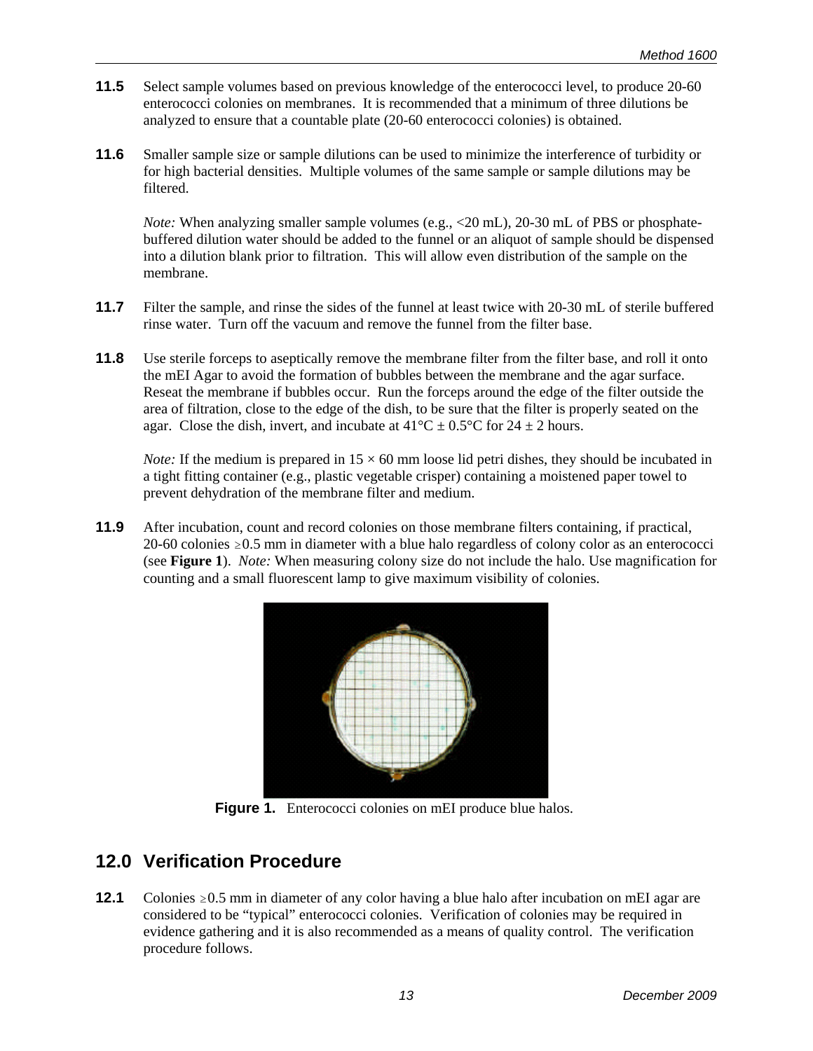**11.5** Select sample volumes based on previous knowledge of the enterococci level, to produce 20-60 enterococci colonies on membranes. It is recommended that a minimum of three dilutions be analyzed to ensure that a countable plate (20-60 enterococci colonies) is obtained.

**11.6** Smaller sample size or sample dilutions can be used to minimize the interference of turbidity or for high bacterial densities. Multiple volumes of the same sample or sample dilutions may be filtered.

*Note:* When analyzing smaller sample volumes (e.g., <20 mL), 20-30 mL of PBS or phosphate-buffered dilution water should be added to the funnel or an aliquot of sample should be dispensed into a dilution blank prior to filtration. This will allow even distribution of the sample on the membrane.

**11.7** Filter the sample, and rinse the sides of the funnel at least twice with 20-30 mL of sterile buffered rinse water. Turn off the vacuum and remove the funnel from the filter base.

**11.8** Use sterile forceps to aseptically remove the membrane filter from the filter base, and roll it onto the mEI Agar to avoid the formation of bubbles between the membrane and the agar surface. Reseat the membrane if bubbles occur. Run the forceps around the edge of the filter outside the area of filtration, close to the edge of the dish, to be sure that the filter is properly seated on the agar. Close the dish, invert, and incubate at 41°C ± 0.5°C for 24 ± 2 hours.

*Note:* If the medium is prepared in 15 × 60 mm loose lid petri dishes, they should be incubated in a tight fitting container (e.g., plastic vegetable crisper) containing a moistened paper towel to prevent dehydration of the membrane filter and medium.

**11.9** After incubation, count and record colonies on those membrane filters containing, if practical, 20-60 colonies ≥0.5 mm in diameter with a blue halo regardless of colony color as an enterococci (see **Figure 1**). *Note:* When measuring colony size do not include the halo. Use magnification for counting and a small fluorescent lamp to give maximum visibility of colonies.

**Figure 1.** Enterococci colonies on mEI produce blue halos.

## 12.0 Verification Procedure

**12.1** Colonies ≥0.5 mm in diameter of any color having a blue halo after incubation on mEI agar are considered to be "typical" enterococci colonies. Verification of colonies may be required in evidence gathering and it is also recommended as a means of quality control. The verification procedure follows.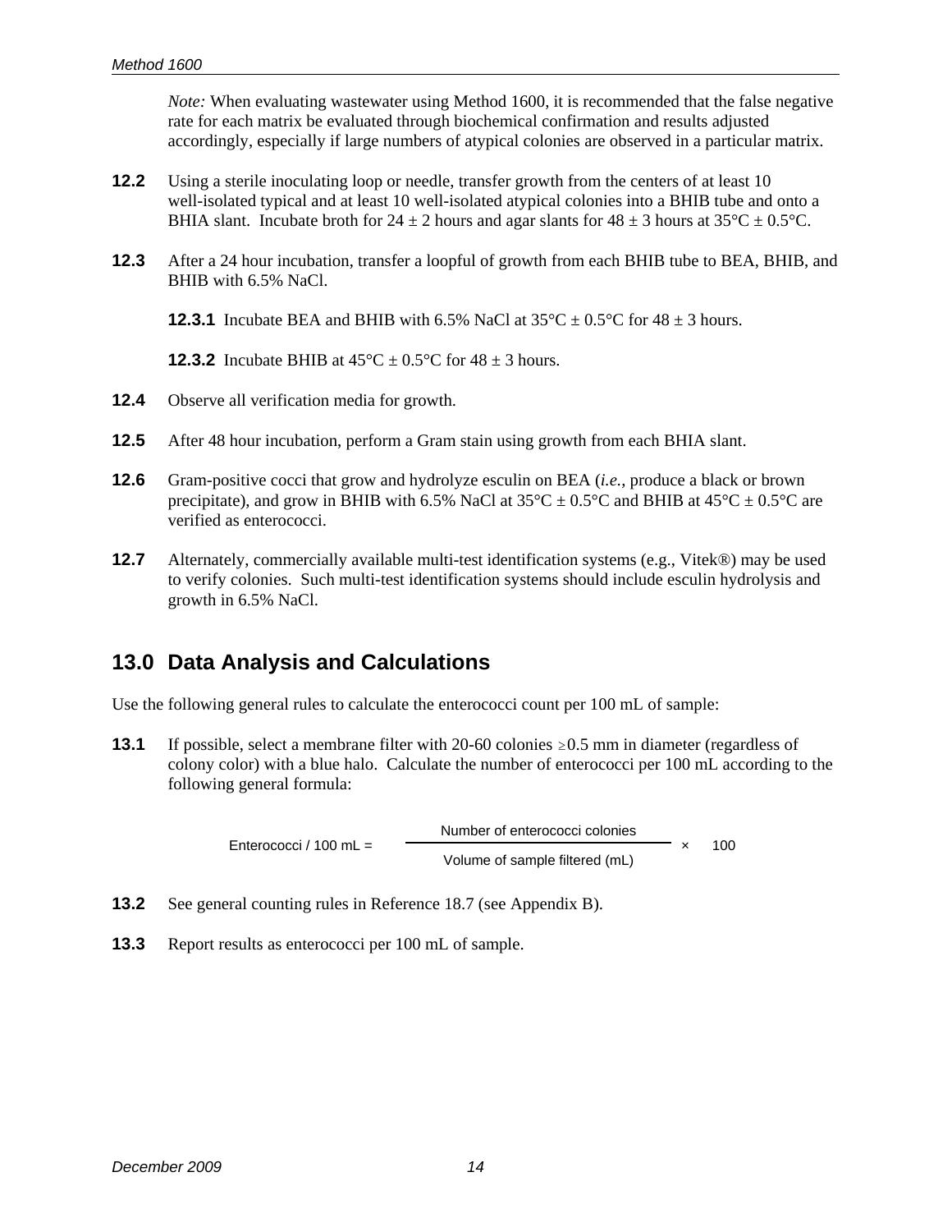*Note:* When evaluating wastewater using Method 1600, it is recommended that the false negative rate for each matrix be evaluated through biochemical confirmation and results adjusted accordingly, especially if large numbers of atypical colonies are observed in a particular matrix.

**12.2** Using a sterile inoculating loop or needle, transfer growth from the centers of at least 10 well-isolated typical and at least 10 well-isolated atypical colonies into a BHIB tube and onto a BHIA slant. Incubate broth for 24 ± 2 hours and agar slants for 48 ± 3 hours at 35°C ± 0.5°C.

**12.3** After a 24 hour incubation, transfer a loopful of growth from each BHIB tube to BEA, BHIB, and BHIB with 6.5% NaCl.

**12.3.1** Incubate BEA and BHIB with 6.5% NaCl at 35°C ± 0.5°C for 48 ± 3 hours.

**12.3.2** Incubate BHIB at 45°C ± 0.5°C for 48 ± 3 hours.

**12.4** Observe all verification media for growth.

**12.5** After 48 hour incubation, perform a Gram stain using growth from each BHIA slant.

**12.6** Gram-positive cocci that grow and hydrolyze esculin on BEA (*i.e.*, produce a black or brown precipitate), and grow in BHIB with 6.5% NaCl at 35°C ± 0.5°C and BHIB at 45°C ± 0.5°C are verified as enterococci.

**12.7** Alternately, commercially available multi-test identification systems (e.g., Vitek®) may be used to verify colonies. Such multi-test identification systems should include esculin hydrolysis and growth in 6.5% NaCl.

## 13.0 Data Analysis and Calculations

Use the following general rules to calculate the enterococci count per 100 mL of sample:

**13.1** If possible, select a membrane filter with 20-60 colonies ≥0.5 mm in diameter (regardless of colony color) with a blue halo. Calculate the number of enterococci per 100 mL according to the following general formula:

$$\text{Enterococci / 100 mL} = \frac{\text{Number of enterococci colonies}}{\text{Volume of sample filtered (mL)}} \times 100$$

**13.2** See general counting rules in Reference 18.7 (see Appendix B).

**13.3** Report results as enterococci per 100 mL of sample.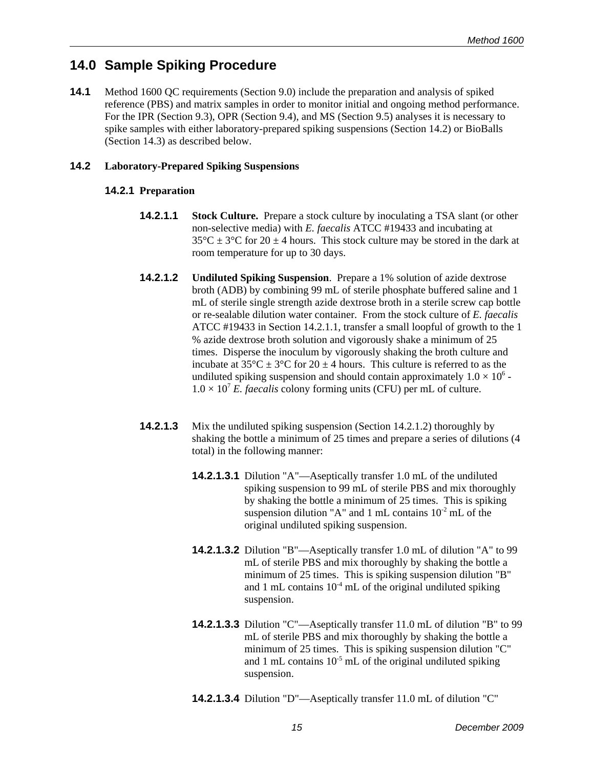# 14.0 Sample Spiking Procedure

**14.1** Method 1600 QC requirements (Section 9.0) include the preparation and analysis of spiked reference (PBS) and matrix samples in order to monitor initial and ongoing method performance. For the IPR (Section 9.3), OPR (Section 9.4), and MS (Section 9.5) analyses it is necessary to spike samples with either laboratory-prepared spiking suspensions (Section 14.2) or BioBalls (Section 14.3) as described below.

## 14.2 Laboratory-Prepared Spiking Suspensions

### 14.2.1 Preparation

**14.2.1.1** **Stock Culture.** Prepare a stock culture by inoculating a TSA slant (or other non-selective media) with *E. faecalis* ATCC #19433 and incubating at 35°C ± 3°C for 20 ± 4 hours. This stock culture may be stored in the dark at room temperature for up to 30 days.

**14.2.1.2** **Undiluted Spiking Suspension**. Prepare a 1% solution of azide dextrose broth (ADB) by combining 99 mL of sterile phosphate buffered saline and 1 mL of sterile single strength azide dextrose broth in a sterile screw cap bottle or re-sealable dilution water container. From the stock culture of *E. faecalis* ATCC #19433 in Section 14.2.1.1, transfer a small loopful of growth to the 1 % azide dextrose broth solution and vigorously shake a minimum of 25 times. Disperse the inoculum by vigorously shaking the broth culture and incubate at 35°C ± 3°C for 20 ± 4 hours. This culture is referred to as the undiluted spiking suspension and should contain approximately $1.0 \times 10^6$ - $1.0 \times 10^7$ *E. faecalis* colony forming units (CFU) per mL of culture.

**14.2.1.3** Mix the undiluted spiking suspension (Section 14.2.1.2) thoroughly by shaking the bottle a minimum of 25 times and prepare a series of dilutions (4 total) in the following manner:

**14.2.1.3.1** Dilution "A"—Aseptically transfer 1.0 mL of the undiluted spiking suspension to 99 mL of sterile PBS and mix thoroughly by shaking the bottle a minimum of 25 times. This is spiking suspension dilution "A" and 1 mL contains $10^{-2}$ mL of the original undiluted spiking suspension.

**14.2.1.3.2** Dilution "B"—Aseptically transfer 1.0 mL of dilution "A" to 99 mL of sterile PBS and mix thoroughly by shaking the bottle a minimum of 25 times. This is spiking suspension dilution "B" and 1 mL contains $10^{-4}$ mL of the original undiluted spiking suspension.

**14.2.1.3.3** Dilution "C"—Aseptically transfer 11.0 mL of dilution "B" to 99 mL of sterile PBS and mix thoroughly by shaking the bottle a minimum of 25 times. This is spiking suspension dilution "C" and 1 mL contains $10^{-5}$ mL of the original undiluted spiking suspension.

**14.2.1.3.4** Dilution "D"—Aseptically transfer 11.0 mL of dilution "C"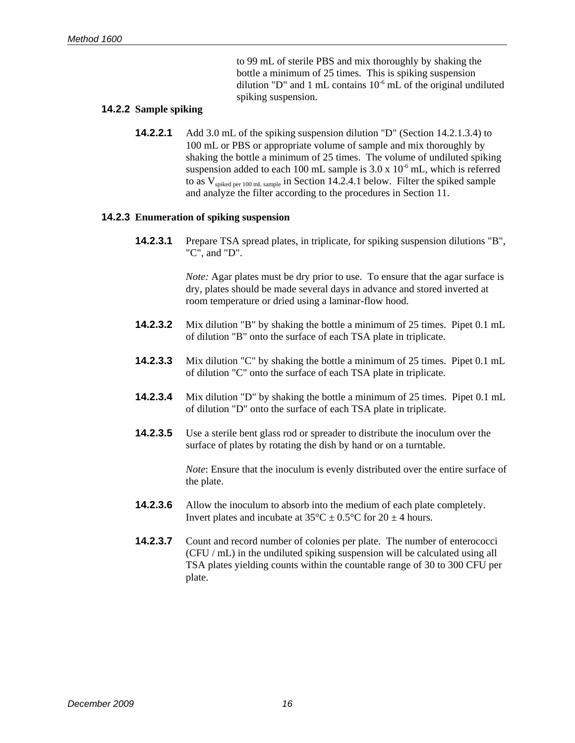to 99 mL of sterile PBS and mix thoroughly by shaking the bottle a minimum of 25 times. This is spiking suspension dilution "D" and 1 mL contains $10^{-6}$ mL of the original undiluted spiking suspension.

**14.2.2 Sample spiking**

**14.2.2.1** Add 3.0 mL of the spiking suspension dilution "D" (Section 14.2.1.3.4) to 100 mL or PBS or appropriate volume of sample and mix thoroughly by shaking the bottle a minimum of 25 times. The volume of undiluted spiking suspension added to each 100 mL sample is 3.0 x $10^{-6}$ mL, which is referred to as $V_{\text{spiked per 100 mL sample}}$ in Section 14.2.4.1 below. Filter the spiked sample and analyze the filter according to the procedures in Section 11.

**14.2.3 Enumeration of spiking suspension**

**14.2.3.1** Prepare TSA spread plates, in triplicate, for spiking suspension dilutions "B", "C", and "D".

*Note:* Agar plates must be dry prior to use. To ensure that the agar surface is dry, plates should be made several days in advance and stored inverted at room temperature or dried using a laminar-flow hood.

**14.2.3.2** Mix dilution "B" by shaking the bottle a minimum of 25 times. Pipet 0.1 mL of dilution "B" onto the surface of each TSA plate in triplicate.

**14.2.3.3** Mix dilution "C" by shaking the bottle a minimum of 25 times. Pipet 0.1 mL of dilution "C" onto the surface of each TSA plate in triplicate.

**14.2.3.4** Mix dilution "D" by shaking the bottle a minimum of 25 times. Pipet 0.1 mL of dilution "D" onto the surface of each TSA plate in triplicate.

**14.2.3.5** Use a sterile bent glass rod or spreader to distribute the inoculum over the surface of plates by rotating the dish by hand or on a turntable.

*Note*: Ensure that the inoculum is evenly distributed over the entire surface of the plate.

**14.2.3.6** Allow the inoculum to absorb into the medium of each plate completely. Invert plates and incubate at 35°C ± 0.5°C for 20 ± 4 hours.

**14.2.3.7** Count and record number of colonies per plate. The number of enterococci (CFU / mL) in the undiluted spiking suspension will be calculated using all TSA plates yielding counts within the countable range of 30 to 300 CFU per plate.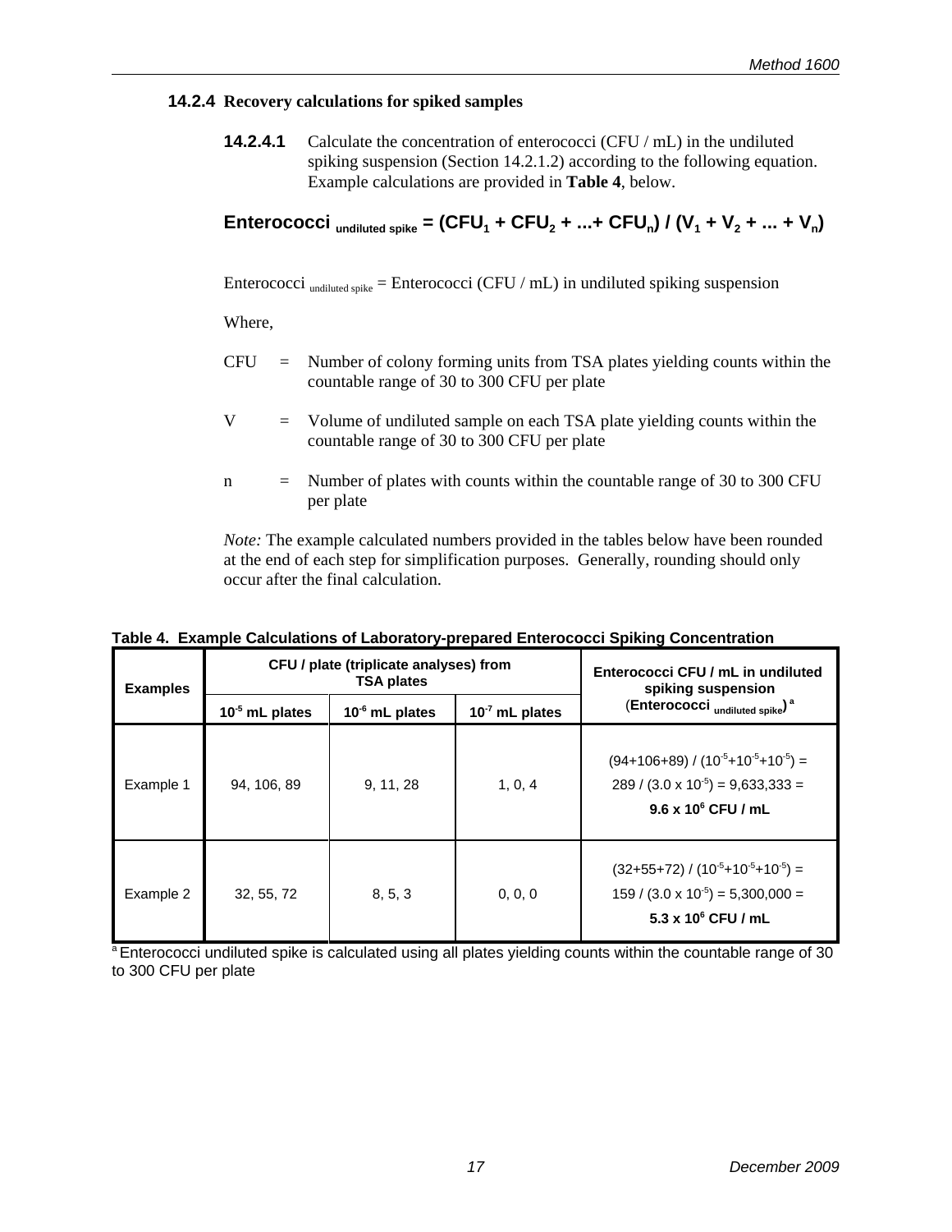#### 14.2.4 Recovery calculations for spiked samples

**14.2.4.1** Calculate the concentration of enterococci (CFU / mL) in the undiluted spiking suspension (Section 14.2.1.2) according to the following equation. Example calculations are provided in **Table 4**, below.

$$\text{Enterococci}_{\text{undiluted spike}} = (CFU_1 + CFU_2 + ... + CFU_n) / (V_1 + V_2 + ... + V_n)$$

$\text{Enterococci}_{\text{undiluted spike}}$ = Enterococci (CFU / mL) in undiluted spiking suspension

Where,

CFU = Number of colony forming units from TSA plates yielding counts within the countable range of 30 to 300 CFU per plate

V = Volume of undiluted sample on each TSA plate yielding counts within the countable range of 30 to 300 CFU per plate

n = Number of plates with counts within the countable range of 30 to 300 CFU per plate

*Note:* The example calculated numbers provided in the tables below have been rounded at the end of each step for simplification purposes. Generally, rounding should only occur after the final calculation.

**Table 4. Example Calculations of Laboratory-prepared Enterococci Spiking Concentration**

| Examples | CFU / plate (triplicate analyses) from TSA plates | | | Enterococci CFU / mL in undiluted spiking suspension ($\text{Enterococci}_{\text{undiluted spike}}$)[a] |
|---|---|---|---|---|
| | $10^{-5}$ mL plates | $10^{-6}$ mL plates | $10^{-7}$ mL plates | |
| Example 1 | 94, 106, 89 | 9, 11, 28 | 1, 0, 4 | $(94+106+89) / (10^{-5}+10^{-5}+10^{-5})$ = $289 / (3.0 \times 10^{-5})$ = 9,633,333 = **$9.6 \times 10^{6}$ CFU / mL** |
| Example 2 | 32, 55, 72 | 8, 5, 3 | 0, 0, 0 | $(32+55+72) / (10^{-5}+10^{-5}+10^{-5})$ = $159 / (3.0 \times 10^{-5})$ = 5,300,000 = **$5.3 \times 10^{6}$ CFU / mL** |

[a] Enterococci undiluted spike is calculated using all plates yielding counts within the countable range of 30 to 300 CFU per plate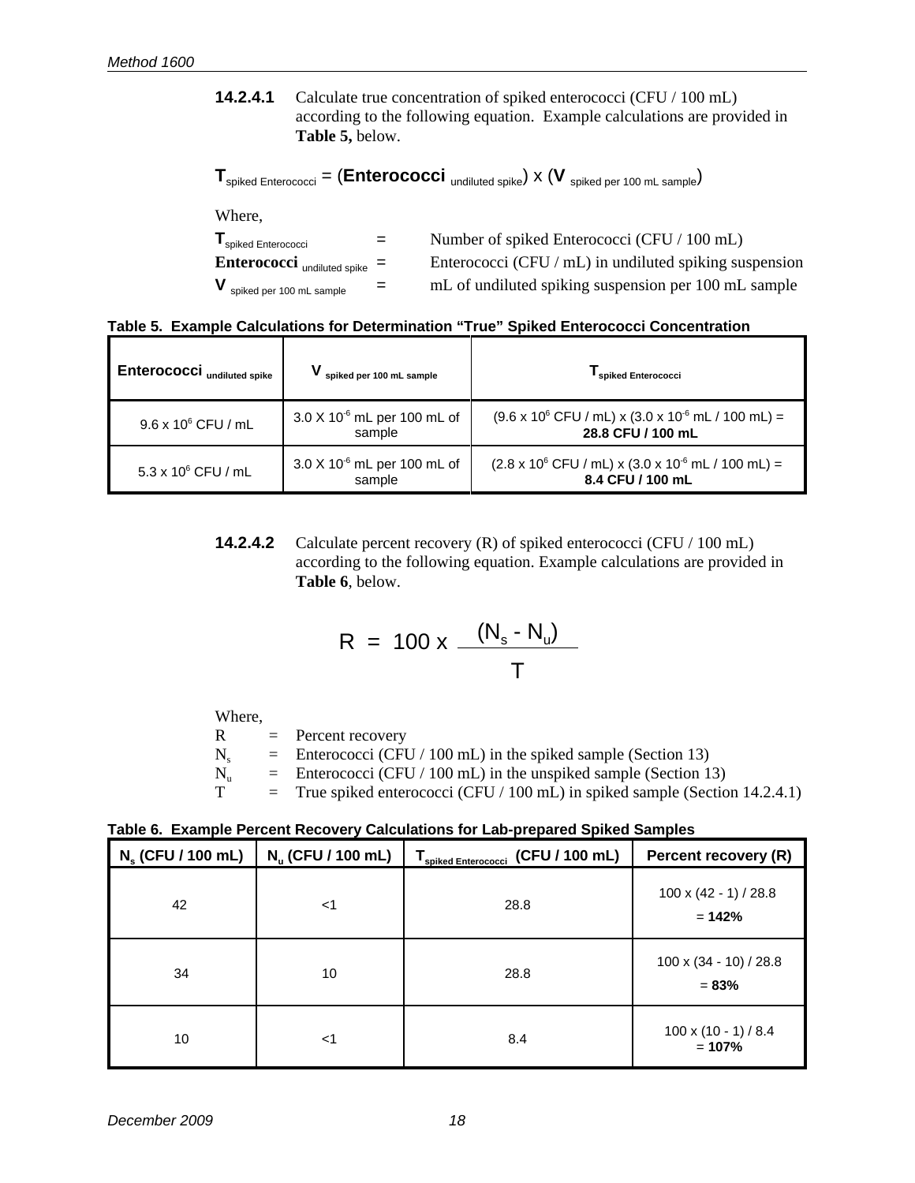**14.2.4.1** Calculate true concentration of spiked enterococci (CFU / 100 mL) according to the following equation. Example calculations are provided in **Table 5,** below.

$$\mathbf{T}_{\text{spiked Enterococci}} = (\mathbf{Enterococci}_{\text{undiluted spike}}) \times (\mathbf{V}_{\text{spiked per 100 mL sample}})$$

Where,

| | | |
|---|---|---|
| $\mathbf{T}_{\text{spiked Enterococci}}$ | = | Number of spiked Enterococci (CFU / 100 mL) |
| $\mathbf{Enterococci}_{\text{undiluted spike}}$ | = | Enterococci (CFU / mL) in undiluted spiking suspension |
| $\mathbf{V}_{\text{spiked per 100 mL sample}}$ | = | mL of undiluted spiking suspension per 100 mL sample |

**Table 5. Example Calculations for Determination "True" Spiked Enterococci Concentration**

| $\mathbf{Enterococci}_{\text{undiluted spike}}$ | $\mathbf{V}_{\text{spiked per 100 mL sample}}$ | $\mathbf{T}_{\text{spiked Enterococci}}$ |
|---|---|---|
| $9.6 \times 10^6$ CFU / mL | $3.0 \times 10^{-6}$ mL per 100 mL of sample | ($9.6 \times 10^6$ CFU / mL) x ($3.0 \times 10^{-6}$ mL / 100 mL) = **28.8 CFU / 100 mL** |
| $5.3 \times 10^6$ CFU / mL | $3.0 \times 10^{-6}$ mL per 100 mL of sample | ($2.8 \times 10^6$ CFU / mL) x ($3.0 \times 10^{-6}$ mL / 100 mL) = **8.4 CFU / 100 mL** |

**14.2.4.2** Calculate percent recovery (R) of spiked enterococci (CFU / 100 mL) according to the following equation. Example calculations are provided in **Table 6**, below.

$$R = 100 \times \frac{(N_s - N_u)}{T}$$

Where,

| | | |
|---|---|---|
| R | = | Percent recovery |
| $N_s$ | = | Enterococci (CFU / 100 mL) in the spiked sample (Section 13) |
| $N_u$ | = | Enterococci (CFU / 100 mL) in the unspiked sample (Section 13) |
| T | = | True spiked enterococci (CFU / 100 mL) in spiked sample (Section 14.2.4.1) |

**Table 6. Example Percent Recovery Calculations for Lab-prepared Spiked Samples**

| $N_s$ (CFU / 100 mL) | $N_u$ (CFU / 100 mL) | $T_{\text{spiked Enterococci}}$ (CFU / 100 mL) | Percent recovery (R) |
|---|---|---|---|
| 42 | <1 | 28.8 | 100 x (42 - 1) / 28.8 = **142%** |
| 34 | 10 | 28.8 | 100 x (34 - 10) / 28.8 = **83%** |
| 10 | <1 | 8.4 | 100 x (10 - 1) / 8.4 = **107%** |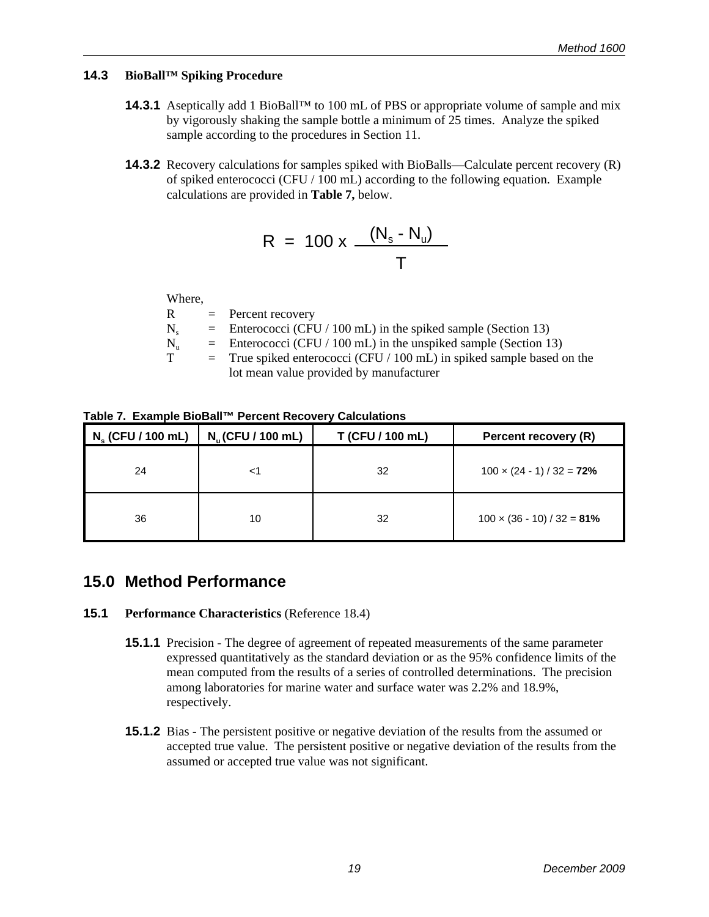### 14.3 BioBall™ Spiking Procedure

**14.3.1** Aseptically add 1 BioBall™ to 100 mL of PBS or appropriate volume of sample and mix by vigorously shaking the sample bottle a minimum of 25 times. Analyze the spiked sample according to the procedures in Section 11.

**14.3.2** Recovery calculations for samples spiked with BioBalls—Calculate percent recovery (R) of spiked enterococci (CFU / 100 mL) according to the following equation. Example calculations are provided in **Table 7,** below.

$$R = 100 \times \frac{(N_s - N_u)}{T}$$

Where,

- R = Percent recovery
- $N_s$ = Enterococci (CFU / 100 mL) in the spiked sample (Section 13)
- $N_u$ = Enterococci (CFU / 100 mL) in the unspiked sample (Section 13)
- T = True spiked enterococci (CFU / 100 mL) in spiked sample based on the lot mean value provided by manufacturer

**Table 7. Example BioBall™ Percent Recovery Calculations**

| $N_s$ (CFU / 100 mL) | $N_u$ (CFU / 100 mL) | T (CFU / 100 mL) | Percent recovery (R) |
|---|---|---|---|
| 24 | <1 | 32 | 100 × (24 - 1) / 32 = **72%** |
| 36 | 10 | 32 | 100 × (36 - 10) / 32 = **81%** |

## 15.0 Method Performance

### 15.1 Performance Characteristics (Reference 18.4)

**15.1.1** Precision - The degree of agreement of repeated measurements of the same parameter expressed quantitatively as the standard deviation or as the 95% confidence limits of the mean computed from the results of a series of controlled determinations. The precision among laboratories for marine water and surface water was 2.2% and 18.9%, respectively.

**15.1.2** Bias - The persistent positive or negative deviation of the results from the assumed or accepted true value. The persistent positive or negative deviation of the results from the assumed or accepted true value was not significant.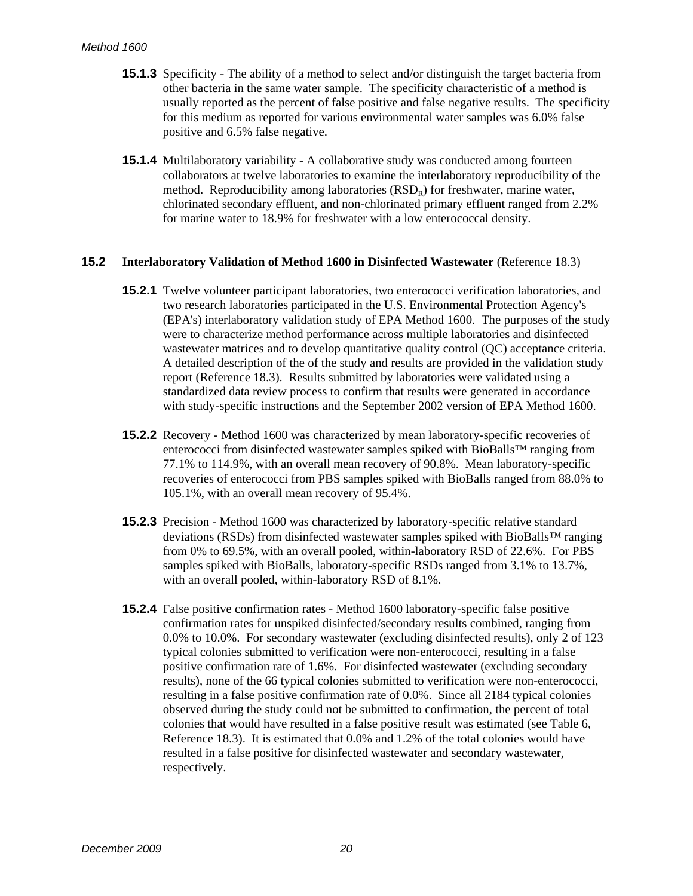**15.1.3** Specificity - The ability of a method to select and/or distinguish the target bacteria from other bacteria in the same water sample. The specificity characteristic of a method is usually reported as the percent of false positive and false negative results. The specificity for this medium as reported for various environmental water samples was 6.0% false positive and 6.5% false negative.

**15.1.4** Multilaboratory variability - A collaborative study was conducted among fourteen collaborators at twelve laboratories to examine the interlaboratory reproducibility of the method. Reproducibility among laboratories ($RSD_R$) for freshwater, marine water, chlorinated secondary effluent, and non-chlorinated primary effluent ranged from 2.2% for marine water to 18.9% for freshwater with a low enterococcal density.

## 15.2 Interlaboratory Validation of Method 1600 in Disinfected Wastewater (Reference 18.3)

**15.2.1** Twelve volunteer participant laboratories, two enterococci verification laboratories, and two research laboratories participated in the U.S. Environmental Protection Agency's (EPA's) interlaboratory validation study of EPA Method 1600. The purposes of the study were to characterize method performance across multiple laboratories and disinfected wastewater matrices and to develop quantitative quality control (QC) acceptance criteria. A detailed description of the of the study and results are provided in the validation study report (Reference 18.3). Results submitted by laboratories were validated using a standardized data review process to confirm that results were generated in accordance with study-specific instructions and the September 2002 version of EPA Method 1600.

**15.2.2** Recovery - Method 1600 was characterized by mean laboratory-specific recoveries of enterococci from disinfected wastewater samples spiked with BioBalls™ ranging from 77.1% to 114.9%, with an overall mean recovery of 90.8%. Mean laboratory-specific recoveries of enterococci from PBS samples spiked with BioBalls ranged from 88.0% to 105.1%, with an overall mean recovery of 95.4%.

**15.2.3** Precision - Method 1600 was characterized by laboratory-specific relative standard deviations (RSDs) from disinfected wastewater samples spiked with BioBalls™ ranging from 0% to 69.5%, with an overall pooled, within-laboratory RSD of 22.6%. For PBS samples spiked with BioBalls, laboratory-specific RSDs ranged from 3.1% to 13.7%, with an overall pooled, within-laboratory RSD of 8.1%.

**15.2.4** False positive confirmation rates - Method 1600 laboratory-specific false positive confirmation rates for unspiked disinfected/secondary results combined, ranging from 0.0% to 10.0%. For secondary wastewater (excluding disinfected results), only 2 of 123 typical colonies submitted to verification were non-enterococci, resulting in a false positive confirmation rate of 1.6%. For disinfected wastewater (excluding secondary results), none of the 66 typical colonies submitted to verification were non-enterococci, resulting in a false positive confirmation rate of 0.0%. Since all 2184 typical colonies observed during the study could not be submitted to confirmation, the percent of total colonies that would have resulted in a false positive result was estimated (see Table 6, Reference 18.3). It is estimated that 0.0% and 1.2% of the total colonies would have resulted in a false positive for disinfected wastewater and secondary wastewater, respectively.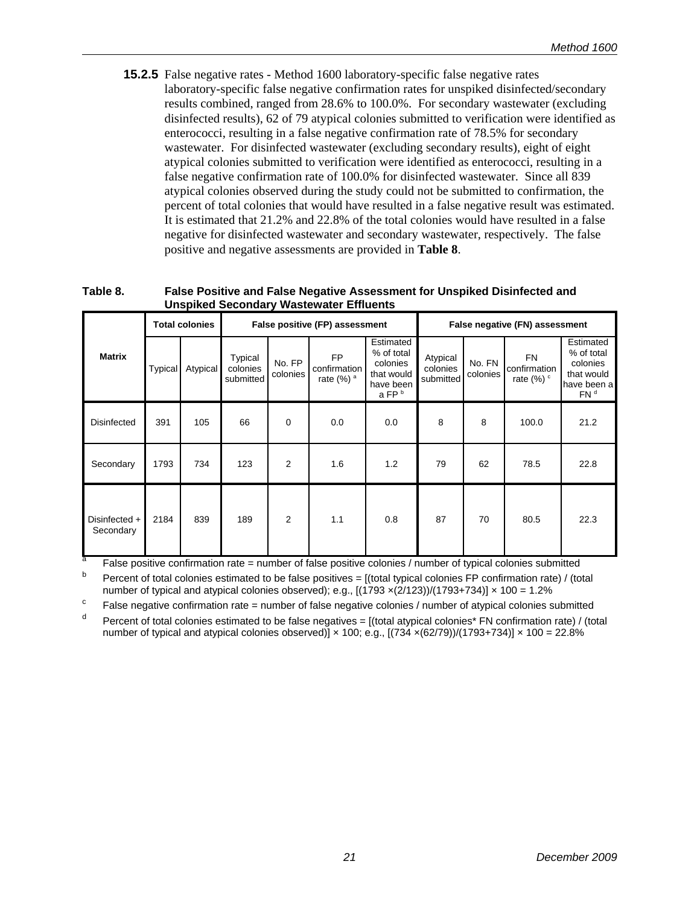**15.2.5** False negative rates - Method 1600 laboratory-specific false negative rates laboratory-specific false negative confirmation rates for unspiked disinfected/secondary results combined, ranged from 28.6% to 100.0%. For secondary wastewater (excluding disinfected results), 62 of 79 atypical colonies submitted to verification were identified as enterococci, resulting in a false negative confirmation rate of 78.5% for secondary wastewater. For disinfected wastewater (excluding secondary results), eight of eight atypical colonies submitted to verification were identified as enterococci, resulting in a false negative confirmation rate of 100.0% for disinfected wastewater. Since all 839 atypical colonies observed during the study could not be submitted to confirmation, the percent of total colonies that would have resulted in a false negative result was estimated. It is estimated that 21.2% and 22.8% of the total colonies would have resulted in a false negative for disinfected wastewater and secondary wastewater, respectively. The false positive and negative assessments are provided in **Table 8**.

**Table 8. False Positive and False Negative Assessment for Unspiked Disinfected and Unspiked Secondary Wastewater Effluents**

| Matrix | Total colonies | | False positive (FP) assessment | | | | False negative (FN) assessment | | | |
|---|---|---|---|---|---|---|---|---|---|---|
| | Typical | Atypical | Typical colonies submitted | No. FP colonies | FP confirmation rate (%) [a] | Estimated % of total colonies that would have been a FP [b] | Atypical colonies submitted | No. FN colonies | FN confirmation rate (%) [c] | Estimated % of total colonies that would have been a FN [d] |
| Disinfected | 391 | 105 | 66 | 0 | 0.0 | 0.0 | 8 | 8 | 100.0 | 21.2 |
| Secondary | 1793 | 734 | 123 | 2 | 1.6 | 1.2 | 79 | 62 | 78.5 | 22.8 |
| Disinfected + Secondary | 2184 | 839 | 189 | 2 | 1.1 | 0.8 | 87 | 70 | 80.5 | 22.3 |

[a] False positive confirmation rate = number of false positive colonies / number of typical colonies submitted

[b] Percent of total colonies estimated to be false positives = [(total typical colonies FP confirmation rate) / (total number of typical and atypical colonies observed); e.g., $[(1793 \times (2/123))/(1793+734)] \times 100 = 1.2\%$

[c] False negative confirmation rate = number of false negative colonies / number of atypical colonies submitted

[d] Percent of total colonies estimated to be false negatives = [(total atypical colonies* FN confirmation rate) / (total number of typical and atypical colonies observed)] × 100; e.g., $[(734 \times (62/79))/(1793+734)] \times 100 = 22.8\%$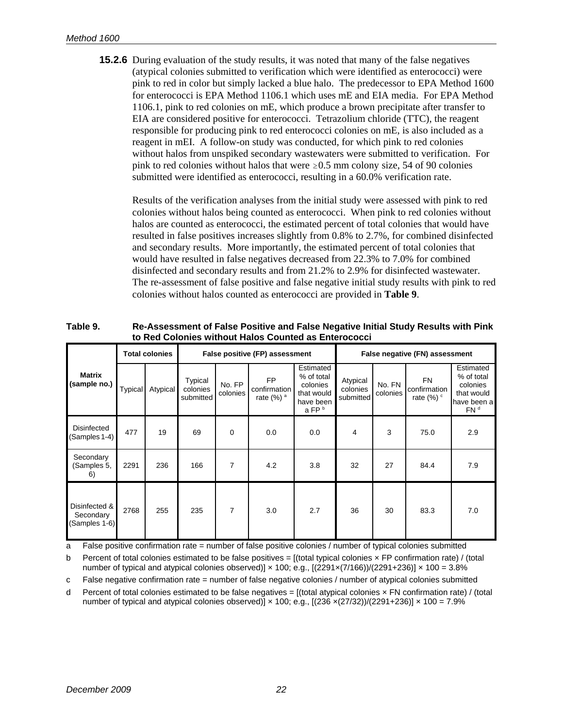**15.2.6** During evaluation of the study results, it was noted that many of the false negatives (atypical colonies submitted to verification which were identified as enterococci) were pink to red in color but simply lacked a blue halo. The predecessor to EPA Method 1600 for enterococci is EPA Method 1106.1 which uses mE and EIA media. For EPA Method 1106.1, pink to red colonies on mE, which produce a brown precipitate after transfer to EIA are considered positive for enterococci. Tetrazolium chloride (TTC), the reagent responsible for producing pink to red enterococci colonies on mE, is also included as a reagent in mEI. A follow-on study was conducted, for which pink to red colonies without halos from unspiked secondary wastewaters were submitted to verification. For pink to red colonies without halos that were $\geq$0.5 mm colony size, 54 of 90 colonies submitted were identified as enterococci, resulting in a 60.0% verification rate.

Results of the verification analyses from the initial study were assessed with pink to red colonies without halos being counted as enterococci. When pink to red colonies without halos are counted as enterococci, the estimated percent of total colonies that would have resulted in false positives increases slightly from 0.8% to 2.7%, for combined disinfected and secondary results. More importantly, the estimated percent of total colonies that would have resulted in false negatives decreased from 22.3% to 7.0% for combined disinfected and secondary results and from 21.2% to 2.9% for disinfected wastewater. The re-assessment of false positive and false negative initial study results with pink to red colonies without halos counted as enterococci are provided in **Table 9**.

**Table 9. Re-Assessment of False Positive and False Negative Initial Study Results with Pink to Red Colonies without Halos Counted as Enterococci**

| Matrix (sample no.) | Total colonies | | False positive (FP) assessment | | | | False negative (FN) assessment | | | |
|---|---|---|---|---|---|---|---|---|---|---|
| | Typical | Atypical | Typical colonies submitted | No. FP colonies | FP confirmation rate (%) [a] | Estimated % of total colonies that would have been a FP [b] | Atypical colonies submitted | No. FN colonies | FN confirmation rate (%) [c] | Estimated % of total colonies that would have been a FN [d] |
| Disinfected (Samples 1-4) | 477 | 19 | 69 | 0 | 0.0 | 0.0 | 4 | 3 | 75.0 | 2.9 |
| Secondary (Samples 5, 6) | 2291 | 236 | 166 | 7 | 4.2 | 3.8 | 32 | 27 | 84.4 | 7.9 |
| Disinfected & Secondary (Samples 1-6) | 2768 | 255 | 235 | 7 | 3.0 | 2.7 | 36 | 30 | 83.3 | 7.0 |

a False positive confirmation rate = number of false positive colonies / number of typical colonies submitted

b Percent of total colonies estimated to be false positives = [(total typical colonies × FP confirmation rate) / (total number of typical and atypical colonies observed)] × 100; e.g., [(2291×(7/166))/(2291+236)] × 100 = 3.8%

c False negative confirmation rate = number of false negative colonies / number of atypical colonies submitted

d Percent of total colonies estimated to be false negatives = [(total atypical colonies × FN confirmation rate) / (total number of typical and atypical colonies observed)] × 100; e.g., [(236 ×(27/32))/(2291+236)] × 100 = 7.9%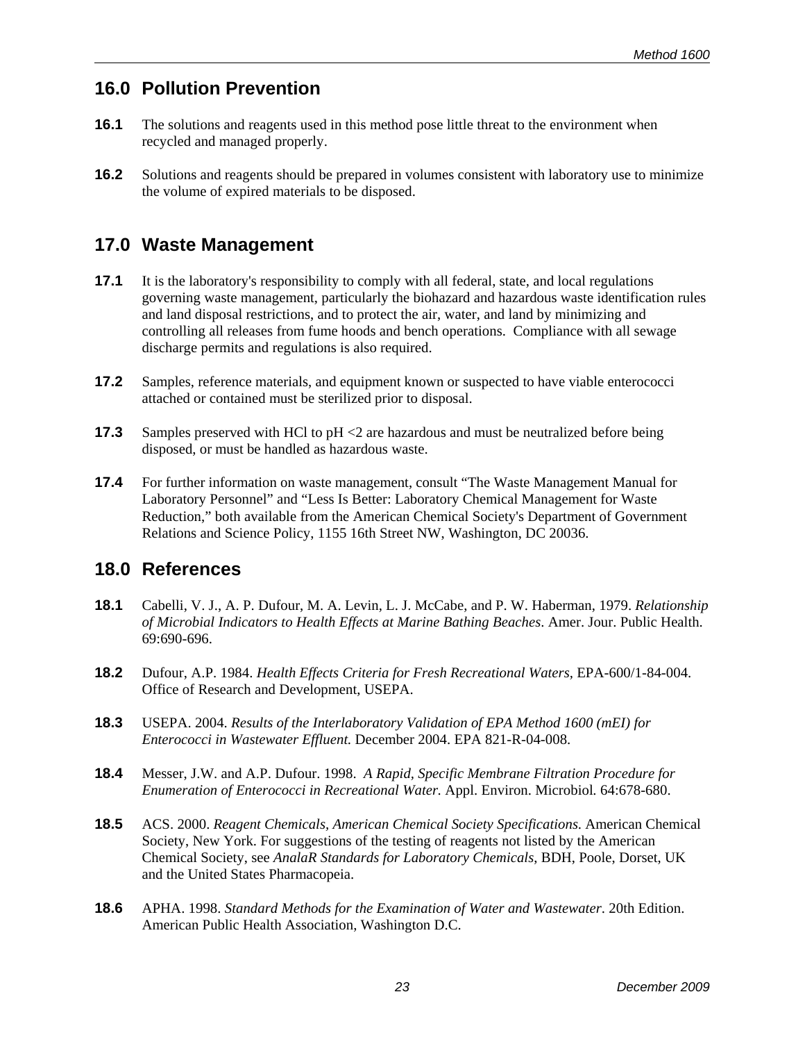## 16.0 Pollution Prevention

**16.1** The solutions and reagents used in this method pose little threat to the environment when recycled and managed properly.

**16.2** Solutions and reagents should be prepared in volumes consistent with laboratory use to minimize the volume of expired materials to be disposed.

## 17.0 Waste Management

**17.1** It is the laboratory's responsibility to comply with all federal, state, and local regulations governing waste management, particularly the biohazard and hazardous waste identification rules and land disposal restrictions, and to protect the air, water, and land by minimizing and controlling all releases from fume hoods and bench operations. Compliance with all sewage discharge permits and regulations is also required.

**17.2** Samples, reference materials, and equipment known or suspected to have viable enterococci attached or contained must be sterilized prior to disposal.

**17.3** Samples preserved with HCl to pH <2 are hazardous and must be neutralized before being disposed, or must be handled as hazardous waste.

**17.4** For further information on waste management, consult "The Waste Management Manual for Laboratory Personnel" and "Less Is Better: Laboratory Chemical Management for Waste Reduction," both available from the American Chemical Society's Department of Government Relations and Science Policy, 1155 16th Street NW, Washington, DC 20036.

## 18.0 References

**18.1** Cabelli, V. J., A. P. Dufour, M. A. Levin, L. J. McCabe, and P. W. Haberman, 1979. *Relationship of Microbial Indicators to Health Effects at Marine Bathing Beaches*. Amer. Jour. Public Health. 69:690-696.

**18.2** Dufour, A.P. 1984. *Health Effects Criteria for Fresh Recreational Waters*, EPA-600/1-84-004. Office of Research and Development, USEPA.

**18.3** USEPA. 2004. *Results of the Interlaboratory Validation of EPA Method 1600 (mEI) for Enterococci in Wastewater Effluent.* December 2004. EPA 821-R-04-008.

**18.4** Messer, J.W. and A.P. Dufour. 1998. *A Rapid, Specific Membrane Filtration Procedure for Enumeration of Enterococci in Recreational Water.* Appl. Environ. Microbiol. 64:678-680.

**18.5** ACS. 2000. *Reagent Chemicals, American Chemical Society Specifications.* American Chemical Society, New York. For suggestions of the testing of reagents not listed by the American Chemical Society, see *AnalaR Standards for Laboratory Chemicals*, BDH, Poole, Dorset, UK and the United States Pharmacopeia.

**18.6** APHA. 1998. *Standard Methods for the Examination of Water and Wastewater*. 20th Edition. American Public Health Association, Washington D.C.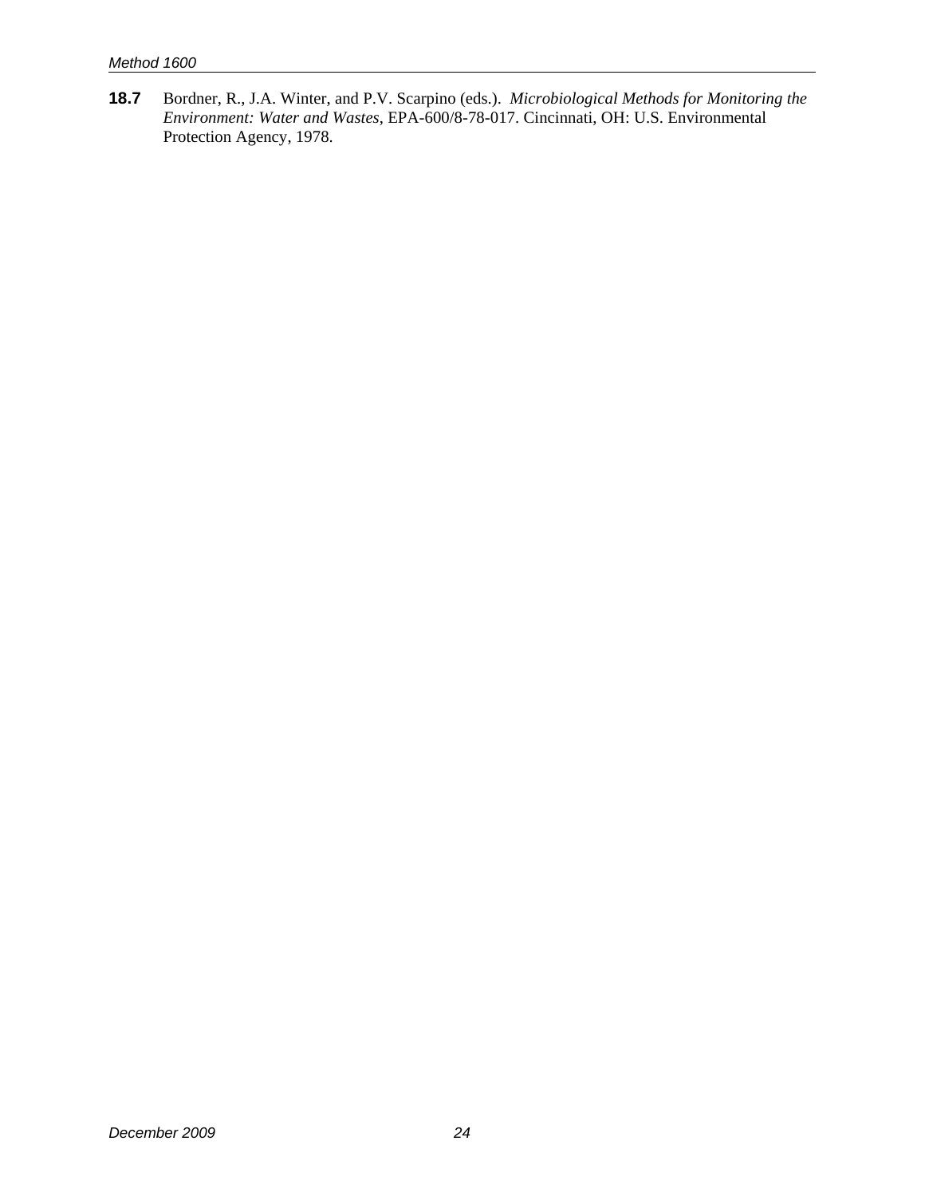**18.7** Bordner, R., J.A. Winter, and P.V. Scarpino (eds.). *Microbiological Methods for Monitoring the Environment: Water and Wastes*, EPA-600/8-78-017. Cincinnati, OH: U.S. Environmental Protection Agency, 1978.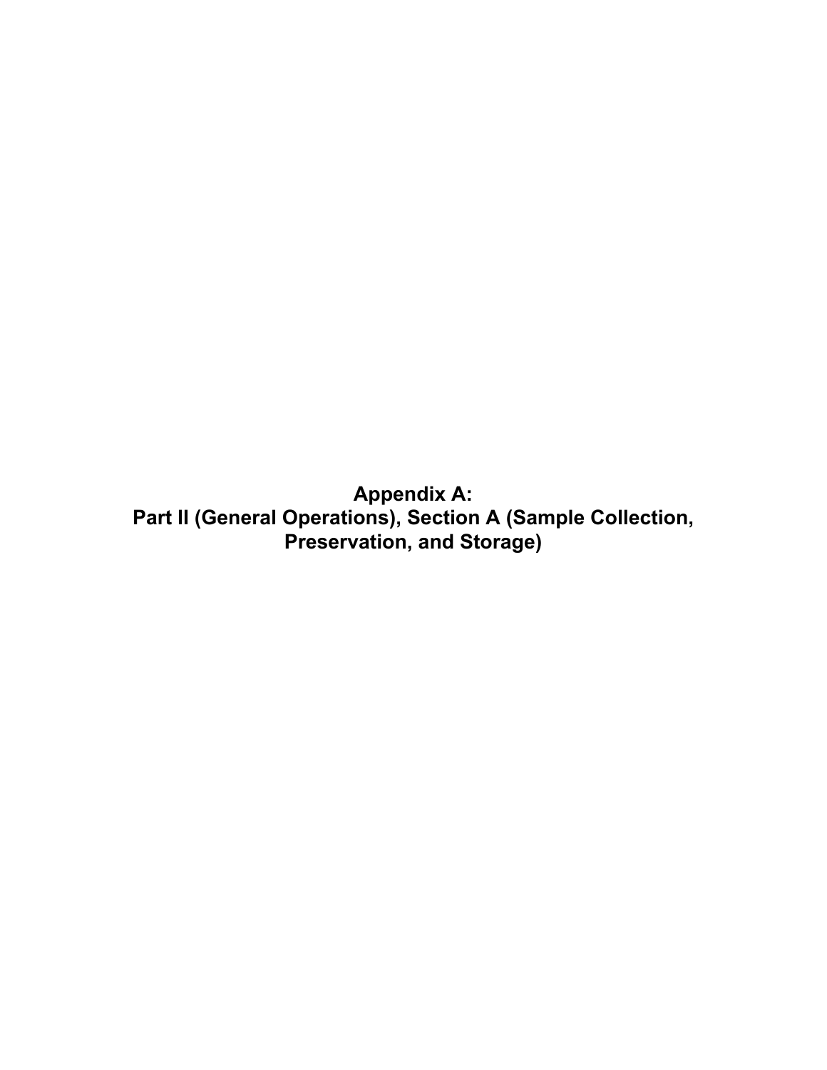# Appendix A:
# Part II (General Operations), Section A (Sample Collection, Preservation, and Storage)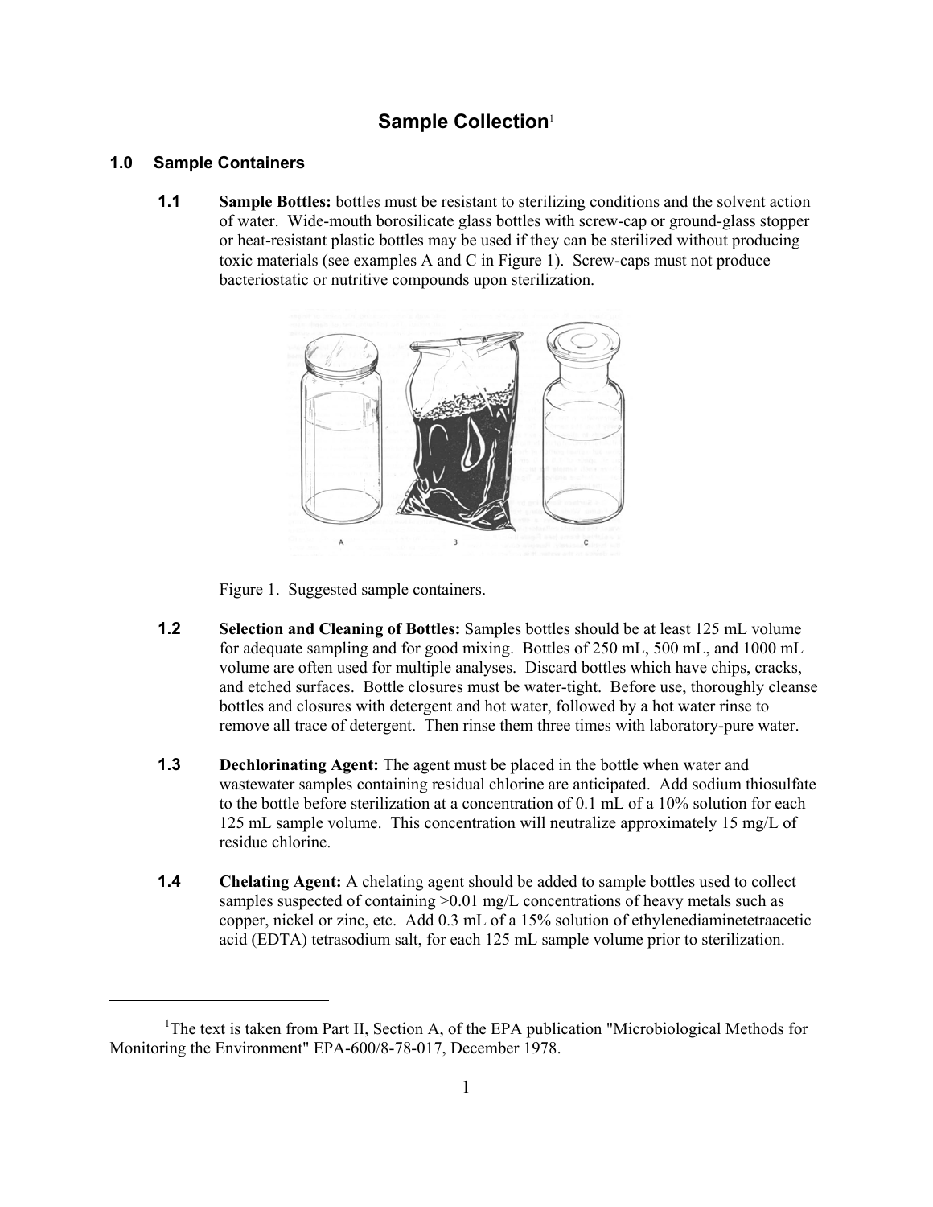# Sample Collection[1]

## 1.0 Sample Containers

**1.1** **Sample Bottles:** bottles must be resistant to sterilizing conditions and the solvent action of water. Wide-mouth borosilicate glass bottles with screw-cap or ground-glass stopper or heat-resistant plastic bottles may be used if they can be sterilized without producing toxic materials (see examples A and C in Figure 1). Screw-caps must not produce bacteriostatic or nutritive compounds upon sterilization.

Figure 1. Suggested sample containers.

**1.2** **Selection and Cleaning of Bottles:** Samples bottles should be at least 125 mL volume for adequate sampling and for good mixing. Bottles of 250 mL, 500 mL, and 1000 mL volume are often used for multiple analyses. Discard bottles which have chips, cracks, and etched surfaces. Bottle closures must be water-tight. Before use, thoroughly cleanse bottles and closures with detergent and hot water, followed by a hot water rinse to remove all trace of detergent. Then rinse them three times with laboratory-pure water.

**1.3** **Dechlorinating Agent:** The agent must be placed in the bottle when water and wastewater samples containing residual chlorine are anticipated. Add sodium thiosulfate to the bottle before sterilization at a concentration of 0.1 mL of a 10% solution for each 125 mL sample volume. This concentration will neutralize approximately 15 mg/L of residue chlorine.

**1.4** **Chelating Agent:** A chelating agent should be added to sample bottles used to collect samples suspected of containing >0.01 mg/L concentrations of heavy metals such as copper, nickel or zinc, etc. Add 0.3 mL of a 15% solution of ethylenediaminetetraacetic acid (EDTA) tetrasodium salt, for each 125 mL sample volume prior to sterilization.

---

[1] The text is taken from Part II, Section A, of the EPA publication "Microbiological Methods for Monitoring the Environment" EPA-600/8-78-017, December 1978.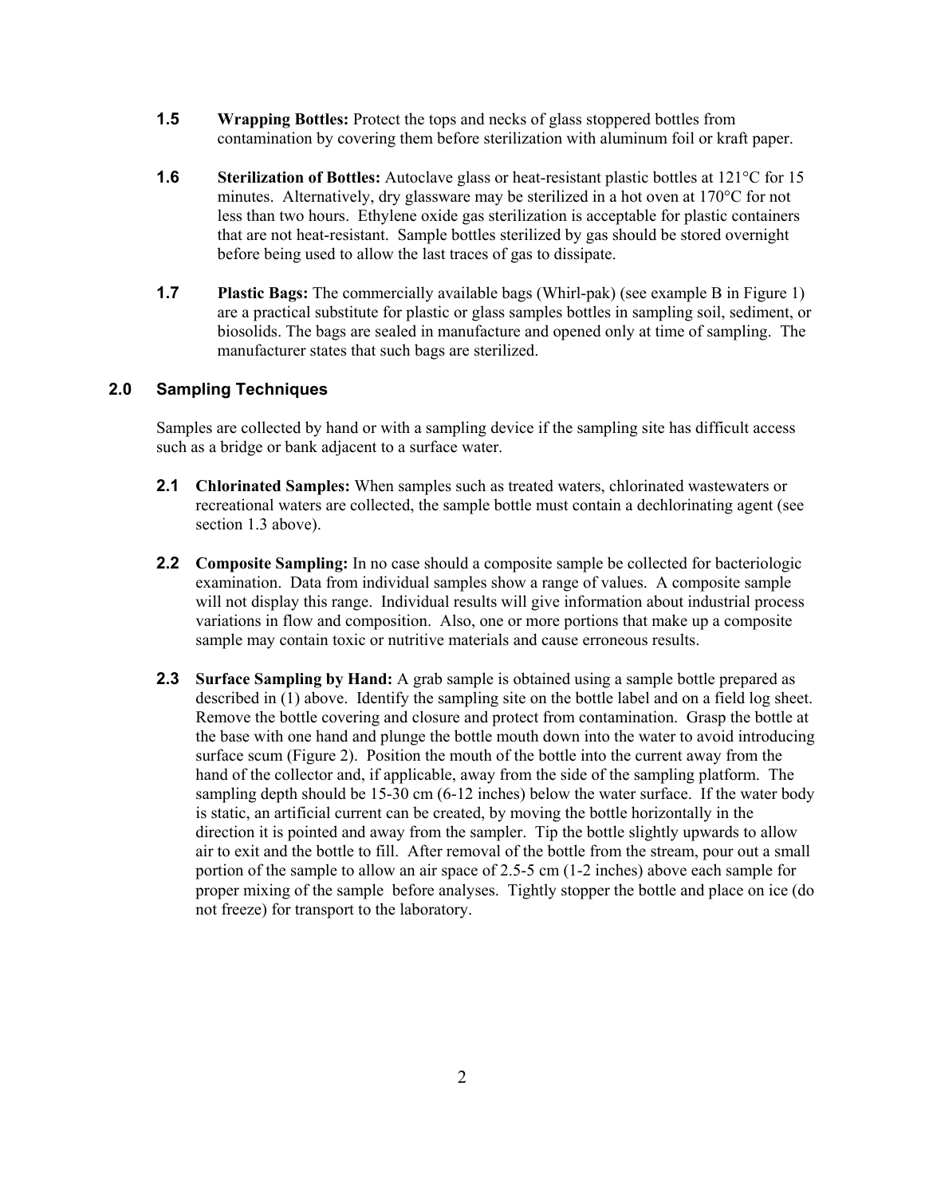**1.5** **Wrapping Bottles:** Protect the tops and necks of glass stoppered bottles from contamination by covering them before sterilization with aluminum foil or kraft paper.

**1.6** **Sterilization of Bottles:** Autoclave glass or heat-resistant plastic bottles at 121°C for 15 minutes. Alternatively, dry glassware may be sterilized in a hot oven at 170°C for not less than two hours. Ethylene oxide gas sterilization is acceptable for plastic containers that are not heat-resistant. Sample bottles sterilized by gas should be stored overnight before being used to allow the last traces of gas to dissipate.

**1.7** **Plastic Bags:** The commercially available bags (Whirl-pak) (see example B in Figure 1) are a practical substitute for plastic or glass samples bottles in sampling soil, sediment, or biosolids. The bags are sealed in manufacture and opened only at time of sampling. The manufacturer states that such bags are sterilized.

## 2.0 Sampling Techniques

Samples are collected by hand or with a sampling device if the sampling site has difficult access such as a bridge or bank adjacent to a surface water.

**2.1** **Chlorinated Samples:** When samples such as treated waters, chlorinated wastewaters or recreational waters are collected, the sample bottle must contain a dechlorinating agent (see section 1.3 above).

**2.2** **Composite Sampling:** In no case should a composite sample be collected for bacteriologic examination. Data from individual samples show a range of values. A composite sample will not display this range. Individual results will give information about industrial process variations in flow and composition. Also, one or more portions that make up a composite sample may contain toxic or nutritive materials and cause erroneous results.

**2.3** **Surface Sampling by Hand:** A grab sample is obtained using a sample bottle prepared as described in (1) above. Identify the sampling site on the bottle label and on a field log sheet. Remove the bottle covering and closure and protect from contamination. Grasp the bottle at the base with one hand and plunge the bottle mouth down into the water to avoid introducing surface scum (Figure 2). Position the mouth of the bottle into the current away from the hand of the collector and, if applicable, away from the side of the sampling platform. The sampling depth should be 15-30 cm (6-12 inches) below the water surface. If the water body is static, an artificial current can be created, by moving the bottle horizontally in the direction it is pointed and away from the sampler. Tip the bottle slightly upwards to allow air to exit and the bottle to fill. After removal of the bottle from the stream, pour out a small portion of the sample to allow an air space of 2.5-5 cm (1-2 inches) above each sample for proper mixing of the sample before analyses. Tightly stopper the bottle and place on ice (do not freeze) for transport to the laboratory.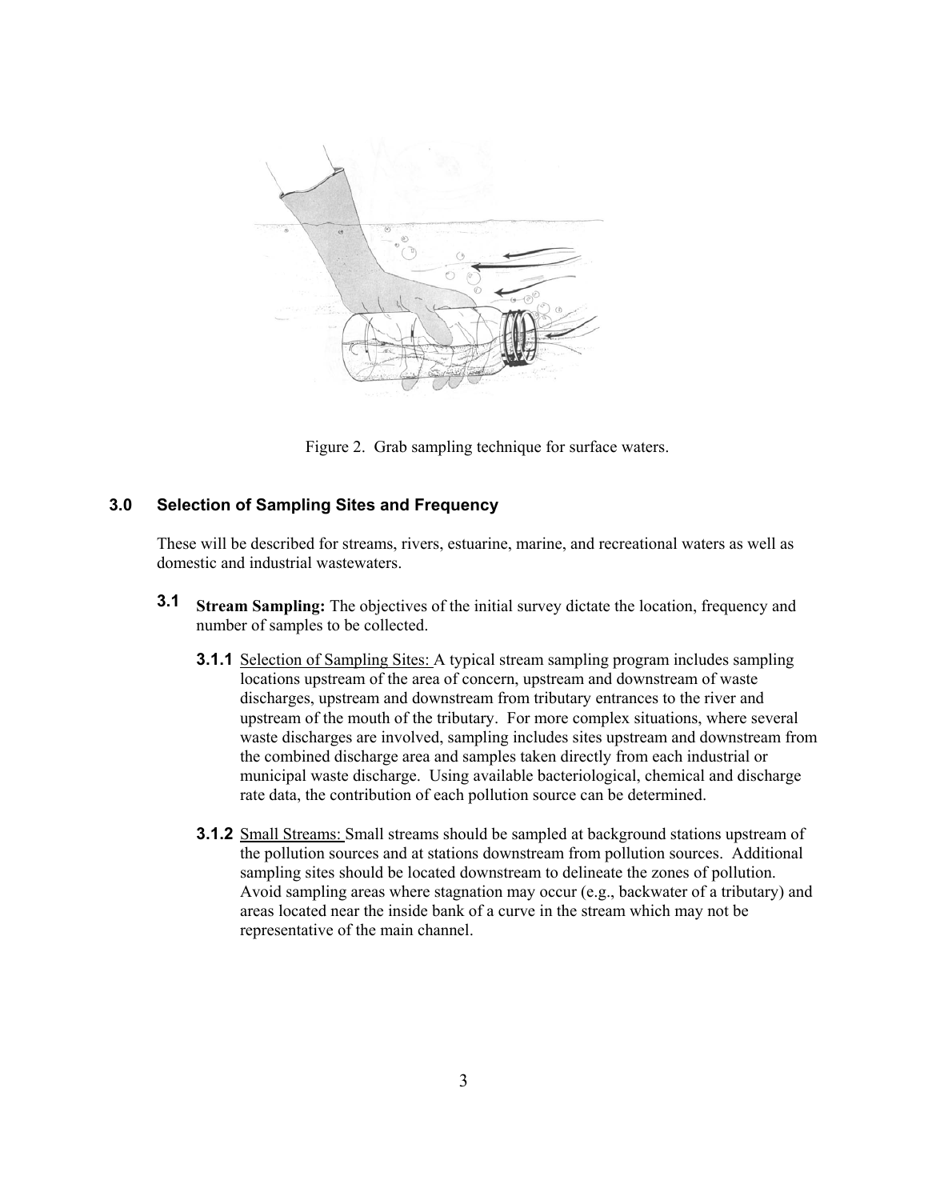Figure 2. Grab sampling technique for surface waters.

## 3.0 Selection of Sampling Sites and Frequency

These will be described for streams, rivers, estuarine, marine, and recreational waters as well as domestic and industrial wastewaters.

### 3.1 Stream Sampling:

**Stream Sampling:** The objectives of the initial survey dictate the location, frequency and number of samples to be collected.

**3.1.1** Selection of Sampling Sites: A typical stream sampling program includes sampling locations upstream of the area of concern, upstream and downstream of waste discharges, upstream and downstream from tributary entrances to the river and upstream of the mouth of the tributary. For more complex situations, where several waste discharges are involved, sampling includes sites upstream and downstream from the combined discharge area and samples taken directly from each industrial or municipal waste discharge. Using available bacteriological, chemical and discharge rate data, the contribution of each pollution source can be determined.

**3.1.2** Small Streams: Small streams should be sampled at background stations upstream of the pollution sources and at stations downstream from pollution sources. Additional sampling sites should be located downstream to delineate the zones of pollution. Avoid sampling areas where stagnation may occur (e.g., backwater of a tributary) and areas located near the inside bank of a curve in the stream which may not be representative of the main channel.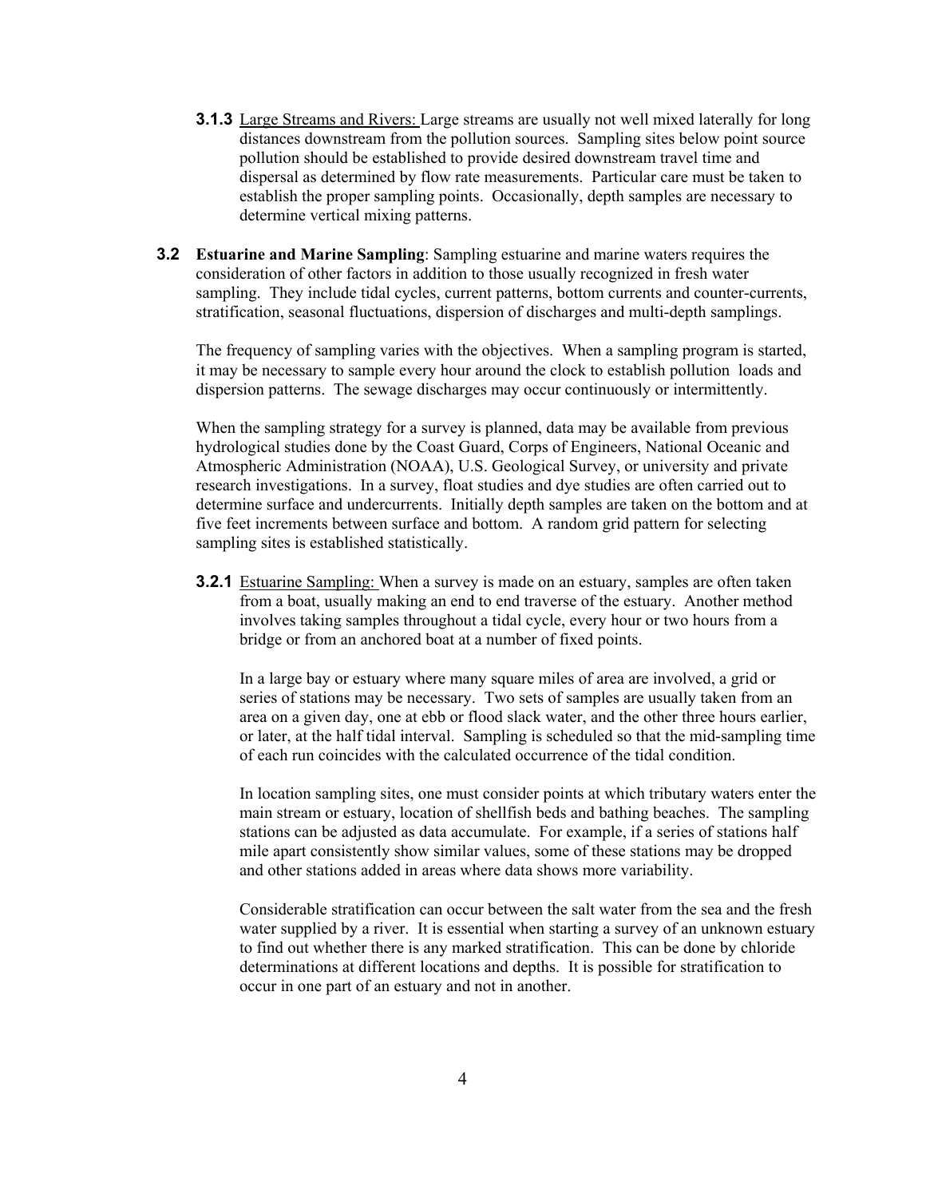**3.1.3** Large Streams and Rivers: Large streams are usually not well mixed laterally for long distances downstream from the pollution sources. Sampling sites below point source pollution should be established to provide desired downstream travel time and dispersal as determined by flow rate measurements. Particular care must be taken to establish the proper sampling points. Occasionally, depth samples are necessary to determine vertical mixing patterns.

**3.2 Estuarine and Marine Sampling**: Sampling estuarine and marine waters requires the consideration of other factors in addition to those usually recognized in fresh water sampling. They include tidal cycles, current patterns, bottom currents and counter-currents, stratification, seasonal fluctuations, dispersion of discharges and multi-depth samplings.

The frequency of sampling varies with the objectives. When a sampling program is started, it may be necessary to sample every hour around the clock to establish pollution loads and dispersion patterns. The sewage discharges may occur continuously or intermittently.

When the sampling strategy for a survey is planned, data may be available from previous hydrological studies done by the Coast Guard, Corps of Engineers, National Oceanic and Atmospheric Administration (NOAA), U.S. Geological Survey, or university and private research investigations. In a survey, float studies and dye studies are often carried out to determine surface and undercurrents. Initially depth samples are taken on the bottom and at five feet increments between surface and bottom. A random grid pattern for selecting sampling sites is established statistically.

**3.2.1** Estuarine Sampling: When a survey is made on an estuary, samples are often taken from a boat, usually making an end to end traverse of the estuary. Another method involves taking samples throughout a tidal cycle, every hour or two hours from a bridge or from an anchored boat at a number of fixed points.

In a large bay or estuary where many square miles of area are involved, a grid or series of stations may be necessary. Two sets of samples are usually taken from an area on a given day, one at ebb or flood slack water, and the other three hours earlier, or later, at the half tidal interval. Sampling is scheduled so that the mid-sampling time of each run coincides with the calculated occurrence of the tidal condition.

In location sampling sites, one must consider points at which tributary waters enter the main stream or estuary, location of shellfish beds and bathing beaches. The sampling stations can be adjusted as data accumulate. For example, if a series of stations half mile apart consistently show similar values, some of these stations may be dropped and other stations added in areas where data shows more variability.

Considerable stratification can occur between the salt water from the sea and the fresh water supplied by a river. It is essential when starting a survey of an unknown estuary to find out whether there is any marked stratification. This can be done by chloride determinations at different locations and depths. It is possible for stratification to occur in one part of an estuary and not in another.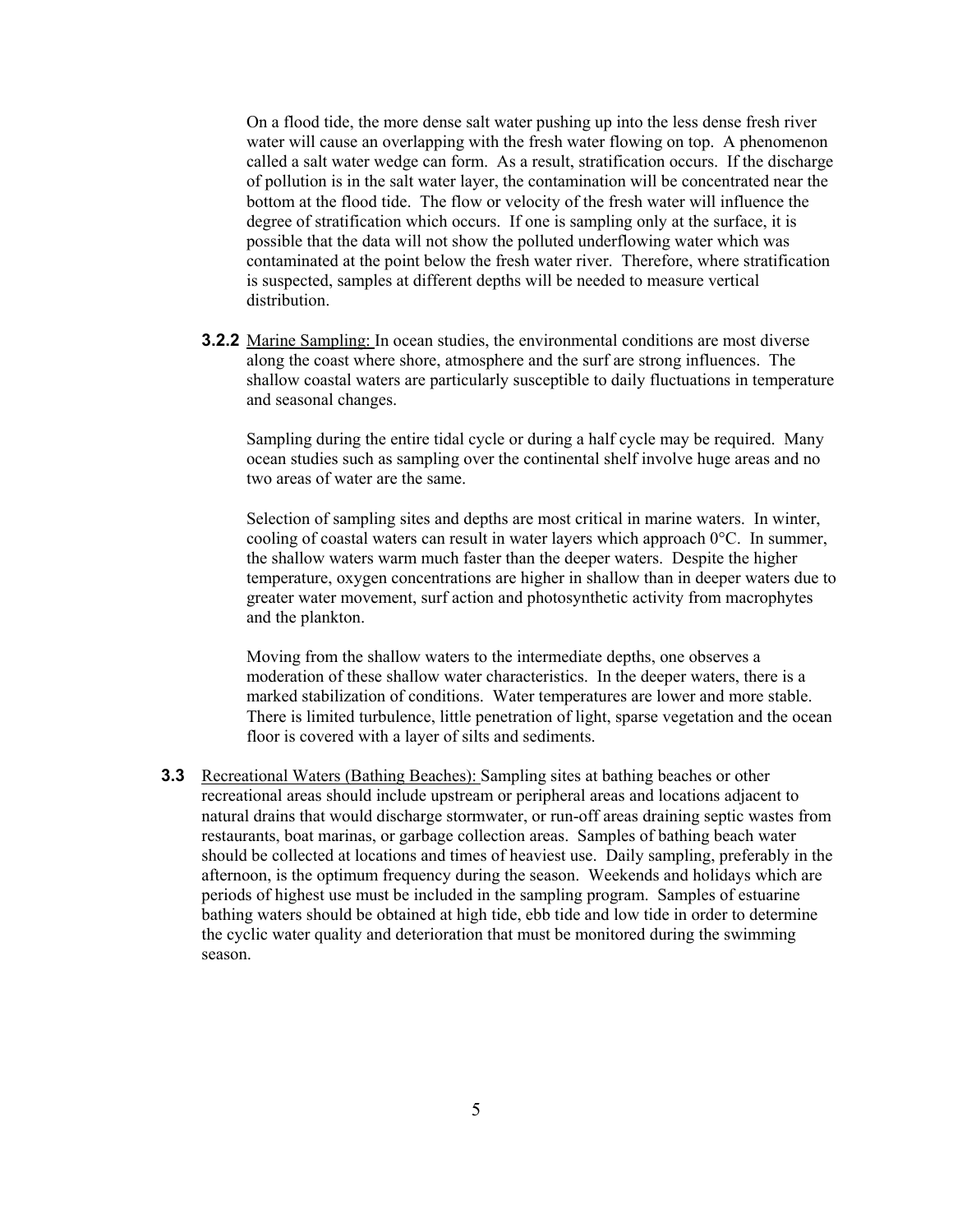On a flood tide, the more dense salt water pushing up into the less dense fresh river water will cause an overlapping with the fresh water flowing on top. A phenomenon called a salt water wedge can form. As a result, stratification occurs. If the discharge of pollution is in the salt water layer, the contamination will be concentrated near the bottom at the flood tide. The flow or velocity of the fresh water will influence the degree of stratification which occurs. If one is sampling only at the surface, it is possible that the data will not show the polluted underflowing water which was contaminated at the point below the fresh water river. Therefore, where stratification is suspected, samples at different depths will be needed to measure vertical distribution.

**3.2.2** Marine Sampling: In ocean studies, the environmental conditions are most diverse along the coast where shore, atmosphere and the surf are strong influences. The shallow coastal waters are particularly susceptible to daily fluctuations in temperature and seasonal changes.

Sampling during the entire tidal cycle or during a half cycle may be required. Many ocean studies such as sampling over the continental shelf involve huge areas and no two areas of water are the same.

Selection of sampling sites and depths are most critical in marine waters. In winter, cooling of coastal waters can result in water layers which approach 0°C. In summer, the shallow waters warm much faster than the deeper waters. Despite the higher temperature, oxygen concentrations are higher in shallow than in deeper waters due to greater water movement, surf action and photosynthetic activity from macrophytes and the plankton.

Moving from the shallow waters to the intermediate depths, one observes a moderation of these shallow water characteristics. In the deeper waters, there is a marked stabilization of conditions. Water temperatures are lower and more stable. There is limited turbulence, little penetration of light, sparse vegetation and the ocean floor is covered with a layer of silts and sediments.

**3.3** Recreational Waters (Bathing Beaches): Sampling sites at bathing beaches or other recreational areas should include upstream or peripheral areas and locations adjacent to natural drains that would discharge stormwater, or run-off areas draining septic wastes from restaurants, boat marinas, or garbage collection areas. Samples of bathing beach water should be collected at locations and times of heaviest use. Daily sampling, preferably in the afternoon, is the optimum frequency during the season. Weekends and holidays which are periods of highest use must be included in the sampling program. Samples of estuarine bathing waters should be obtained at high tide, ebb tide and low tide in order to determine the cyclic water quality and deterioration that must be monitored during the swimming season.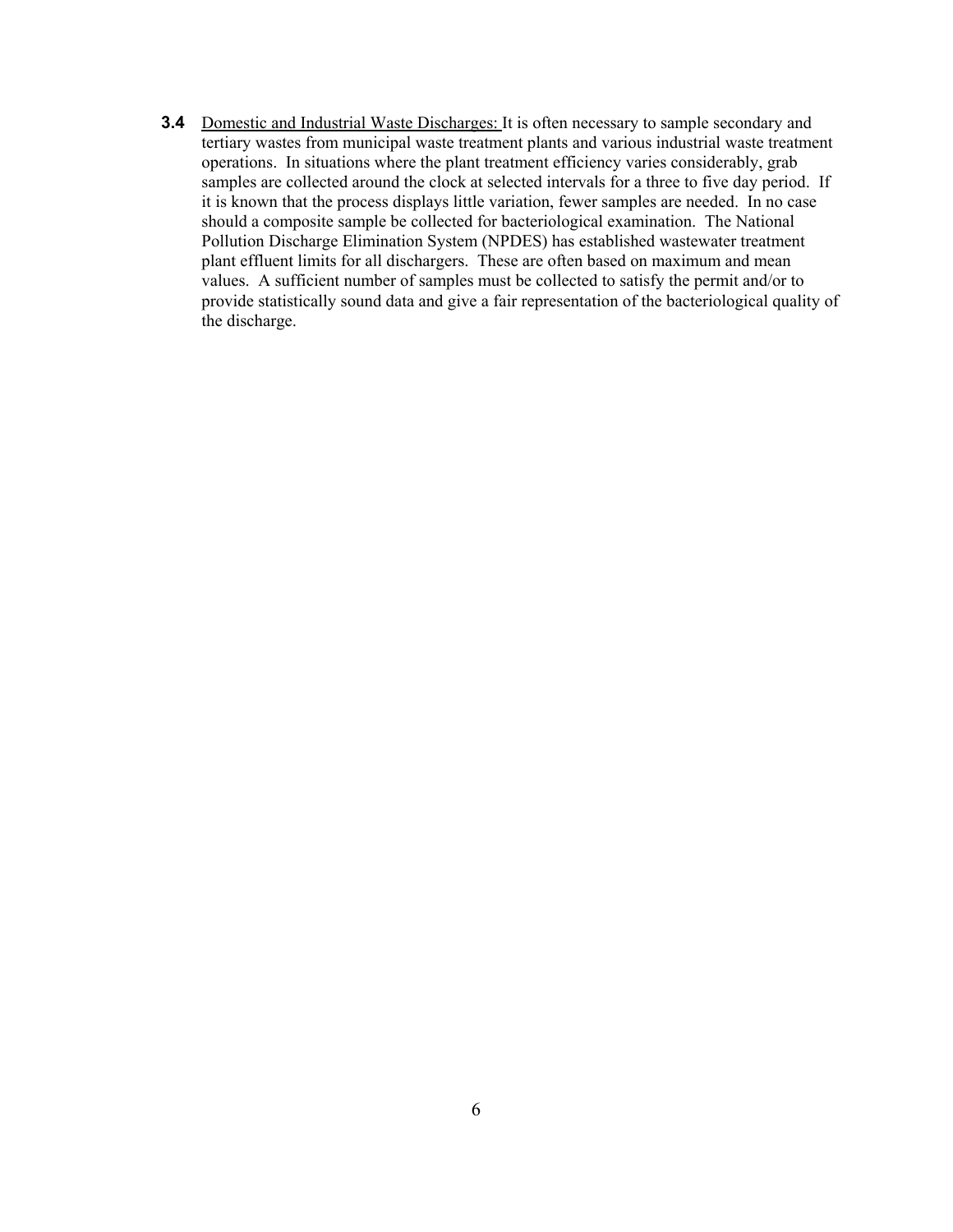**3.4** Domestic and Industrial Waste Discharges: It is often necessary to sample secondary and tertiary wastes from municipal waste treatment plants and various industrial waste treatment operations. In situations where the plant treatment efficiency varies considerably, grab samples are collected around the clock at selected intervals for a three to five day period. If it is known that the process displays little variation, fewer samples are needed. In no case should a composite sample be collected for bacteriological examination. The National Pollution Discharge Elimination System (NPDES) has established wastewater treatment plant effluent limits for all dischargers. These are often based on maximum and mean values. A sufficient number of samples must be collected to satisfy the permit and/or to provide statistically sound data and give a fair representation of the bacteriological quality of the discharge.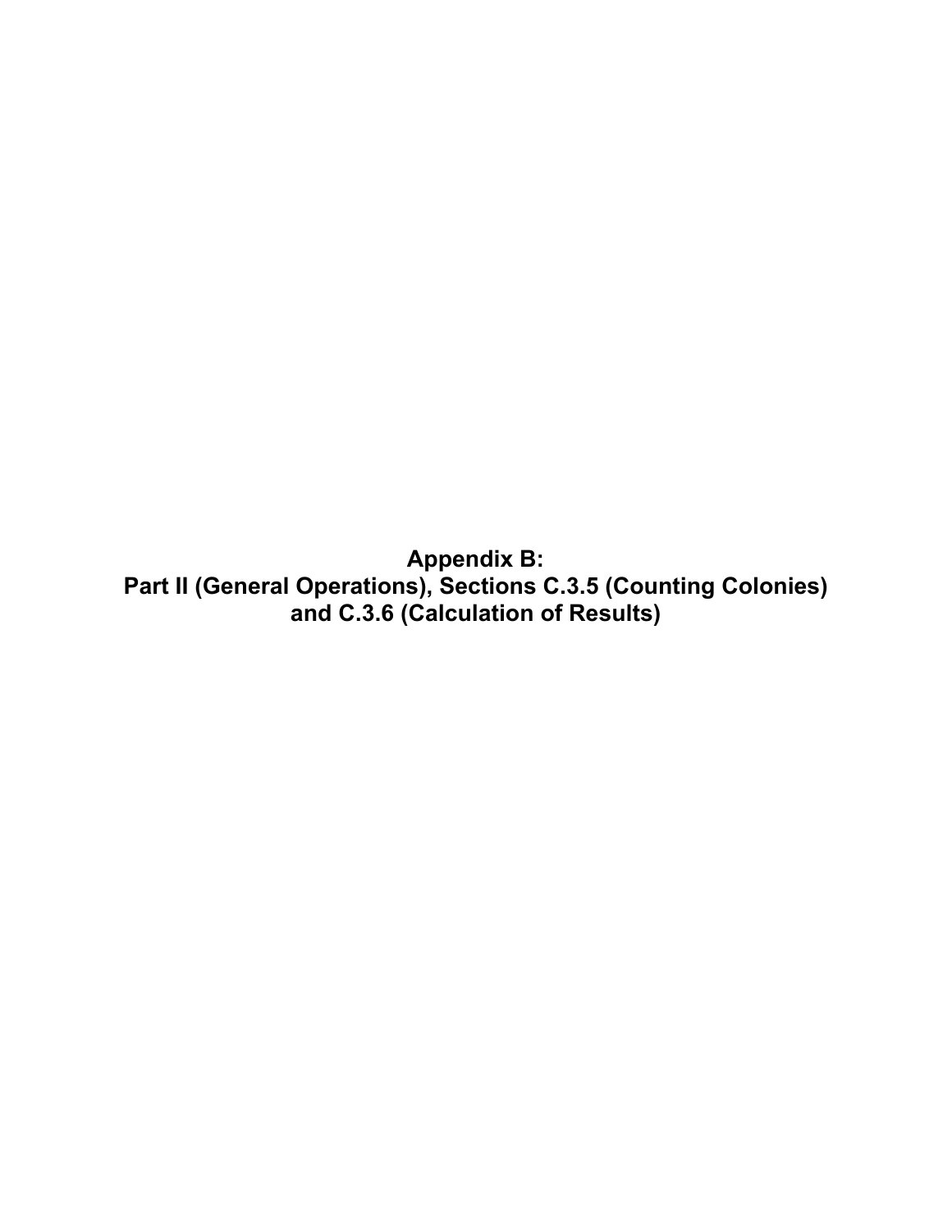# Appendix B:
# Part II (General Operations), Sections C.3.5 (Counting Colonies) and C.3.6 (Calculation of Results)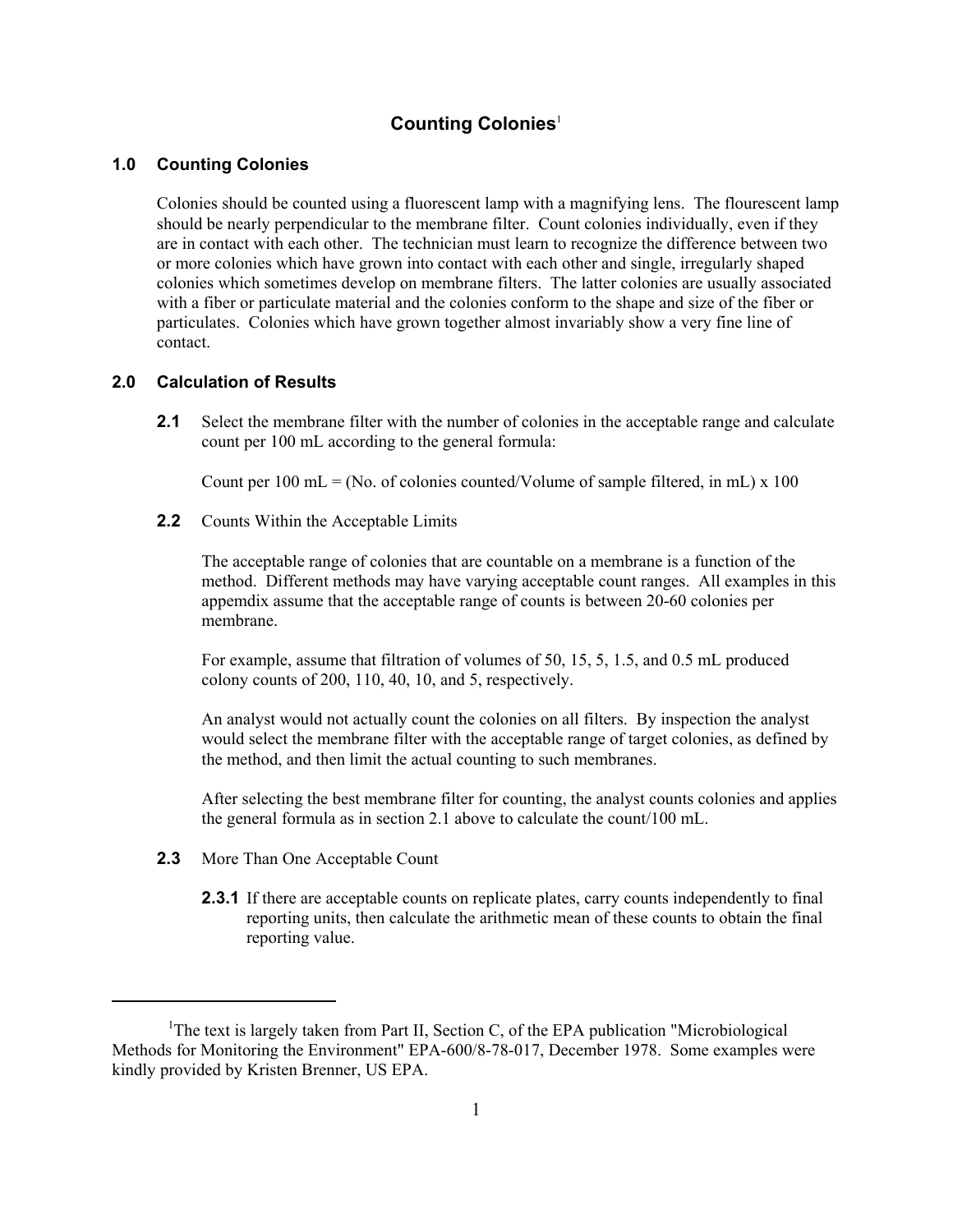# Counting Colonies[1]

## 1.0 Counting Colonies

Colonies should be counted using a fluorescent lamp with a magnifying lens. The flourescent lamp should be nearly perpendicular to the membrane filter. Count colonies individually, even if they are in contact with each other. The technician must learn to recognize the difference between two or more colonies which have grown into contact with each other and single, irregularly shaped colonies which sometimes develop on membrane filters. The latter colonies are usually associated with a fiber or particulate material and the colonies conform to the shape and size of the fiber or particulates. Colonies which have grown together almost invariably show a very fine line of contact.

## 2.0 Calculation of Results

**2.1** Select the membrane filter with the number of colonies in the acceptable range and calculate count per 100 mL according to the general formula:

Count per 100 mL = (No. of colonies counted/Volume of sample filtered, in mL) x 100

**2.2** Counts Within the Acceptable Limits

The acceptable range of colonies that are countable on a membrane is a function of the method. Different methods may have varying acceptable count ranges. All examples in this appemdix assume that the acceptable range of counts is between 20-60 colonies per membrane.

For example, assume that filtration of volumes of 50, 15, 5, 1.5, and 0.5 mL produced colony counts of 200, 110, 40, 10, and 5, respectively.

An analyst would not actually count the colonies on all filters. By inspection the analyst would select the membrane filter with the acceptable range of target colonies, as defined by the method, and then limit the actual counting to such membranes.

After selecting the best membrane filter for counting, the analyst counts colonies and applies the general formula as in section 2.1 above to calculate the count/100 mL.

**2.3** More Than One Acceptable Count

**2.3.1** If there are acceptable counts on replicate plates, carry counts independently to final reporting units, then calculate the arithmetic mean of these counts to obtain the final reporting value.

---

[1] The text is largely taken from Part II, Section C, of the EPA publication "Microbiological Methods for Monitoring the Environment" EPA-600/8-78-017, December 1978. Some examples were kindly provided by Kristen Brenner, US EPA.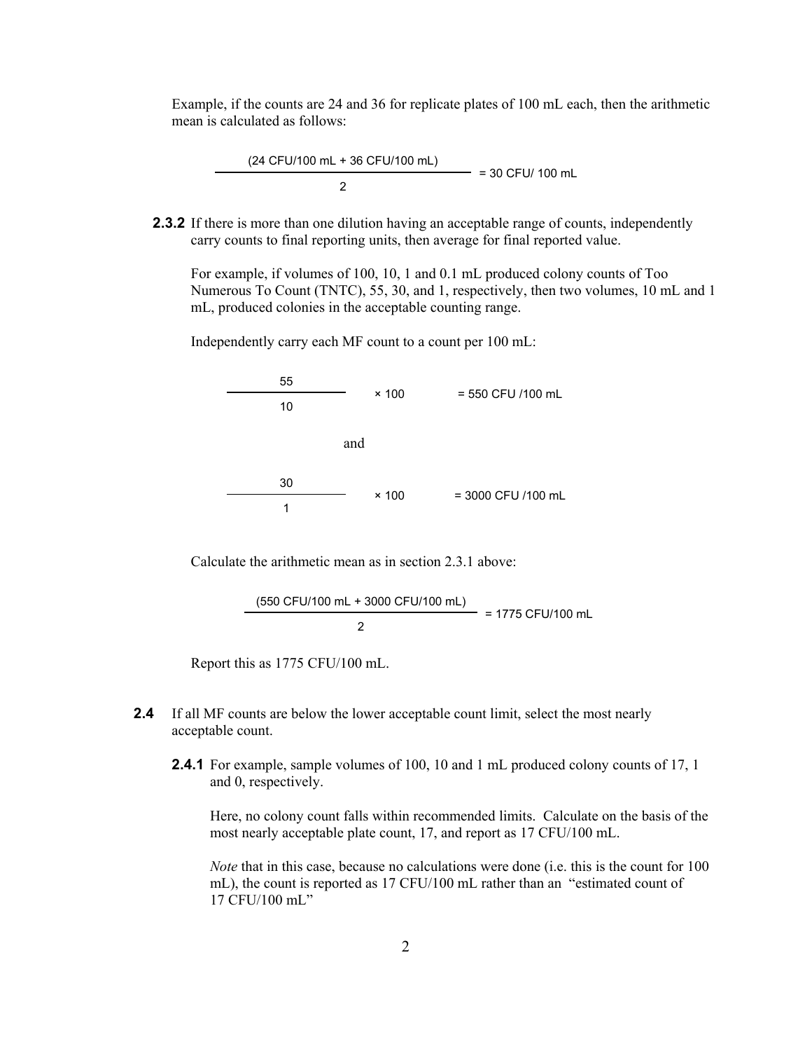Example, if the counts are 24 and 36 for replicate plates of 100 mL each, then the arithmetic mean is calculated as follows:

$$\frac{(24 \text{ CFU/100 mL} + 36 \text{ CFU/100 mL})}{2} = 30 \text{ CFU/ 100 mL}$$

**2.3.2** If there is more than one dilution having an acceptable range of counts, independently carry counts to final reporting units, then average for final reported value.

For example, if volumes of 100, 10, 1 and 0.1 mL produced colony counts of Too Numerous To Count (TNTC), 55, 30, and 1, respectively, then two volumes, 10 mL and 1 mL, produced colonies in the acceptable counting range.

Independently carry each MF count to a count per 100 mL:

$$\frac{55}{10} \times 100 = 550 \text{ CFU /100 mL}$$

and

$$\frac{30}{1} \times 100 = 3000 \text{ CFU /100 mL}$$

Calculate the arithmetic mean as in section 2.3.1 above:

$$\frac{(550 \text{ CFU/100 mL} + 3000 \text{ CFU/100 mL})}{2} = 1775 \text{ CFU/100 mL}$$

Report this as 1775 CFU/100 mL.

**2.4** If all MF counts are below the lower acceptable count limit, select the most nearly acceptable count.

**2.4.1** For example, sample volumes of 100, 10 and 1 mL produced colony counts of 17, 1 and 0, respectively.

Here, no colony count falls within recommended limits. Calculate on the basis of the most nearly acceptable plate count, 17, and report as 17 CFU/100 mL.

*Note* that in this case, because no calculations were done (i.e. this is the count for 100 mL), the count is reported as 17 CFU/100 mL rather than an "estimated count of 17 CFU/100 mL"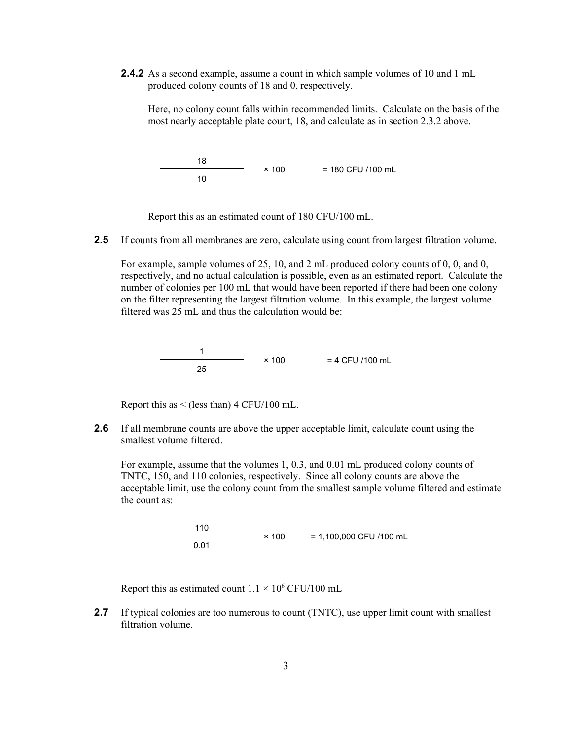**2.4.2** As a second example, assume a count in which sample volumes of 10 and 1 mL produced colony counts of 18 and 0, respectively.

Here, no colony count falls within recommended limits. Calculate on the basis of the most nearly acceptable plate count, 18, and calculate as in section 2.3.2 above.

$$\frac{18}{10} \times 100 = 180 \text{ CFU /100 mL}$$

Report this as an estimated count of 180 CFU/100 mL.

**2.5** If counts from all membranes are zero, calculate using count from largest filtration volume.

For example, sample volumes of 25, 10, and 2 mL produced colony counts of 0, 0, and 0, respectively, and no actual calculation is possible, even as an estimated report. Calculate the number of colonies per 100 mL that would have been reported if there had been one colony on the filter representing the largest filtration volume. In this example, the largest volume filtered was 25 mL and thus the calculation would be:

$$\frac{1}{25} \times 100 = 4 \text{ CFU /100 mL}$$

Report this as < (less than) 4 CFU/100 mL.

**2.6** If all membrane counts are above the upper acceptable limit, calculate count using the smallest volume filtered.

For example, assume that the volumes 1, 0.3, and 0.01 mL produced colony counts of TNTC, 150, and 110 colonies, respectively. Since all colony counts are above the acceptable limit, use the colony count from the smallest sample volume filtered and estimate the count as:

$$\frac{110}{0.01} \times 100 = 1{,}100{,}000 \text{ CFU /100 mL}$$

Report this as estimated count $1.1 \times 10^6$ CFU/100 mL

**2.7** If typical colonies are too numerous to count (TNTC), use upper limit count with smallest filtration volume.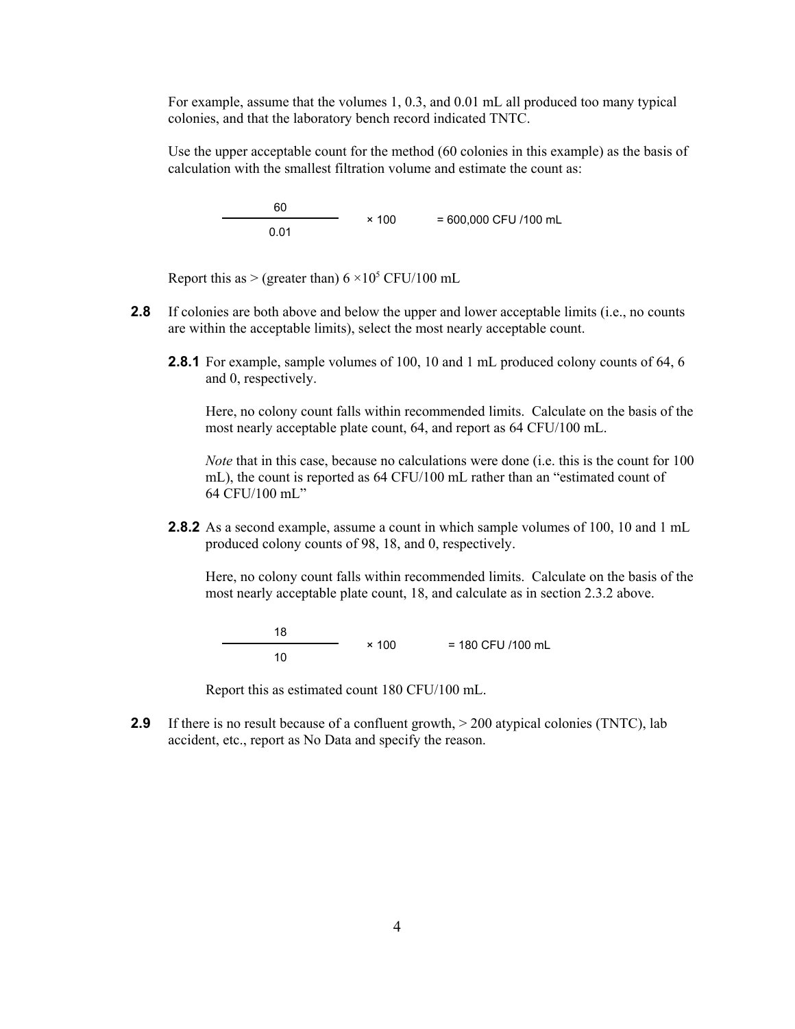For example, assume that the volumes 1, 0.3, and 0.01 mL all produced too many typical colonies, and that the laboratory bench record indicated TNTC.

Use the upper acceptable count for the method (60 colonies in this example) as the basis of calculation with the smallest filtration volume and estimate the count as:

$$\frac{60}{0.01} \times 100 = 600{,}000 \text{ CFU /100 mL}$$

Report this as > (greater than) $6 \times 10^5$ CFU/100 mL

**2.8** If colonies are both above and below the upper and lower acceptable limits (i.e., no counts are within the acceptable limits), select the most nearly acceptable count.

**2.8.1** For example, sample volumes of 100, 10 and 1 mL produced colony counts of 64, 6 and 0, respectively.

Here, no colony count falls within recommended limits. Calculate on the basis of the most nearly acceptable plate count, 64, and report as 64 CFU/100 mL.

*Note* that in this case, because no calculations were done (i.e. this is the count for 100 mL), the count is reported as 64 CFU/100 mL rather than an "estimated count of 64 CFU/100 mL"

**2.8.2** As a second example, assume a count in which sample volumes of 100, 10 and 1 mL produced colony counts of 98, 18, and 0, respectively.

Here, no colony count falls within recommended limits. Calculate on the basis of the most nearly acceptable plate count, 18, and calculate as in section 2.3.2 above.

$$\frac{18}{10} \times 100 = 180 \text{ CFU /100 mL}$$

Report this as estimated count 180 CFU/100 mL.

**2.9** If there is no result because of a confluent growth, > 200 atypical colonies (TNTC), lab accident, etc., report as No Data and specify the reason.